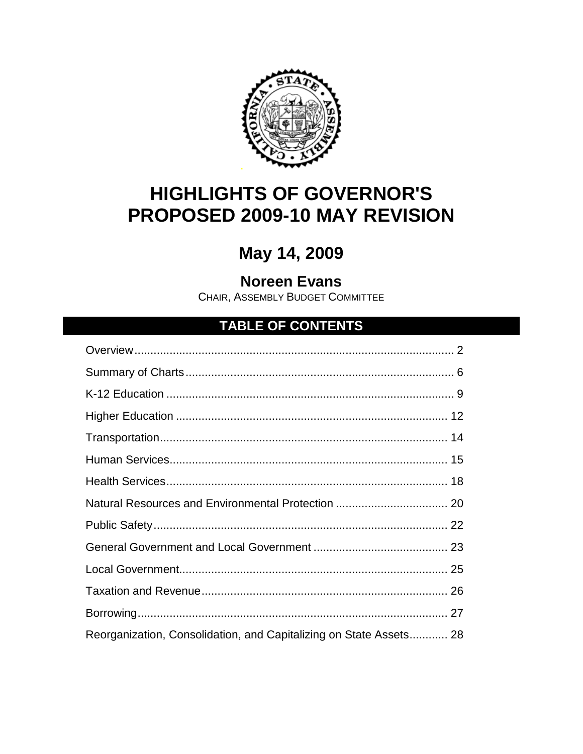# HIGHLIGHTS OF GOVERNOR'S PROPOSED 2009-10 MAY REVISION

## May 14, 2009

### Noreen Evans

CHAIR, ASSEMBLY BUDGET COMMITTEE

## TABLE OF CONTENTS

Overview.................................................................................................. 2

Summary of Charts................................................................................... 6

K-12 Education ......................................................................................... 9

Higher Education ..................................................................................... 12

Transportation........................................................................................... 14

Human Services....................................................................................... 15

Health Services......................................................................................... 18

Natural Resources and Environmental Protection ................................... 20

Public Safety............................................................................................. 22

General Government and Local Government .......................................... 23

Local Government.................................................................................... 25

Taxation and Revenue............................................................................. 26

Borrowing.................................................................................................. 27

Reorganization, Consolidation, and Capitalizing on State Assets............ 28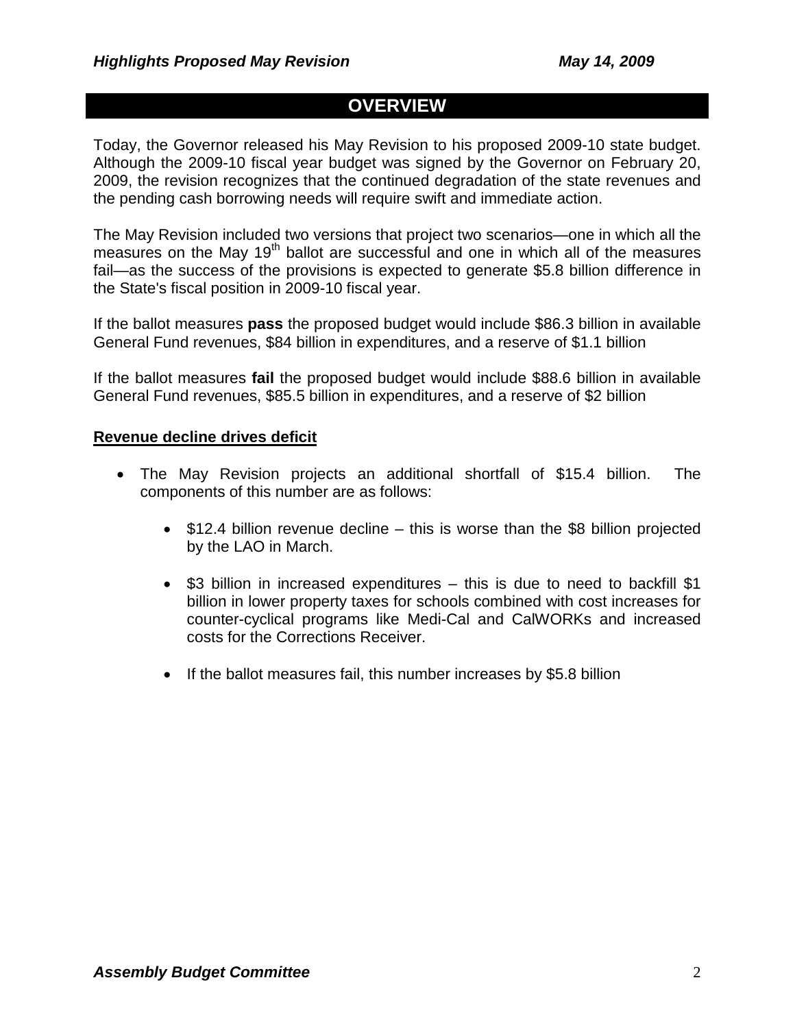## OVERVIEW

Today, the Governor released his May Revision to his proposed 2009-10 state budget. Although the 2009-10 fiscal year budget was signed by the Governor on February 20, 2009, the revision recognizes that the continued degradation of the state revenues and the pending cash borrowing needs will require swift and immediate action.

The May Revision included two versions that project two scenarios—one in which all the measures on the May 19th ballot are successful and one in which all of the measures fail—as the success of the provisions is expected to generate $5.8 billion difference in the State's fiscal position in 2009-10 fiscal year.

If the ballot measures **pass** the proposed budget would include $86.3 billion in available General Fund revenues, $84 billion in expenditures, and a reserve of $1.1 billion

If the ballot measures **fail** the proposed budget would include $88.6 billion in available General Fund revenues, $85.5 billion in expenditures, and a reserve of $2 billion

**Revenue decline drives deficit**

- The May Revision projects an additional shortfall of $15.4 billion. The components of this number are as follows:
  - $12.4 billion revenue decline – this is worse than the $8 billion projected by the LAO in March.
  - $3 billion in increased expenditures – this is due to need to backfill $1 billion in lower property taxes for schools combined with cost increases for counter-cyclical programs like Medi-Cal and CalWORKs and increased costs for the Corrections Receiver.
  - If the ballot measures fail, this number increases by $5.8 billion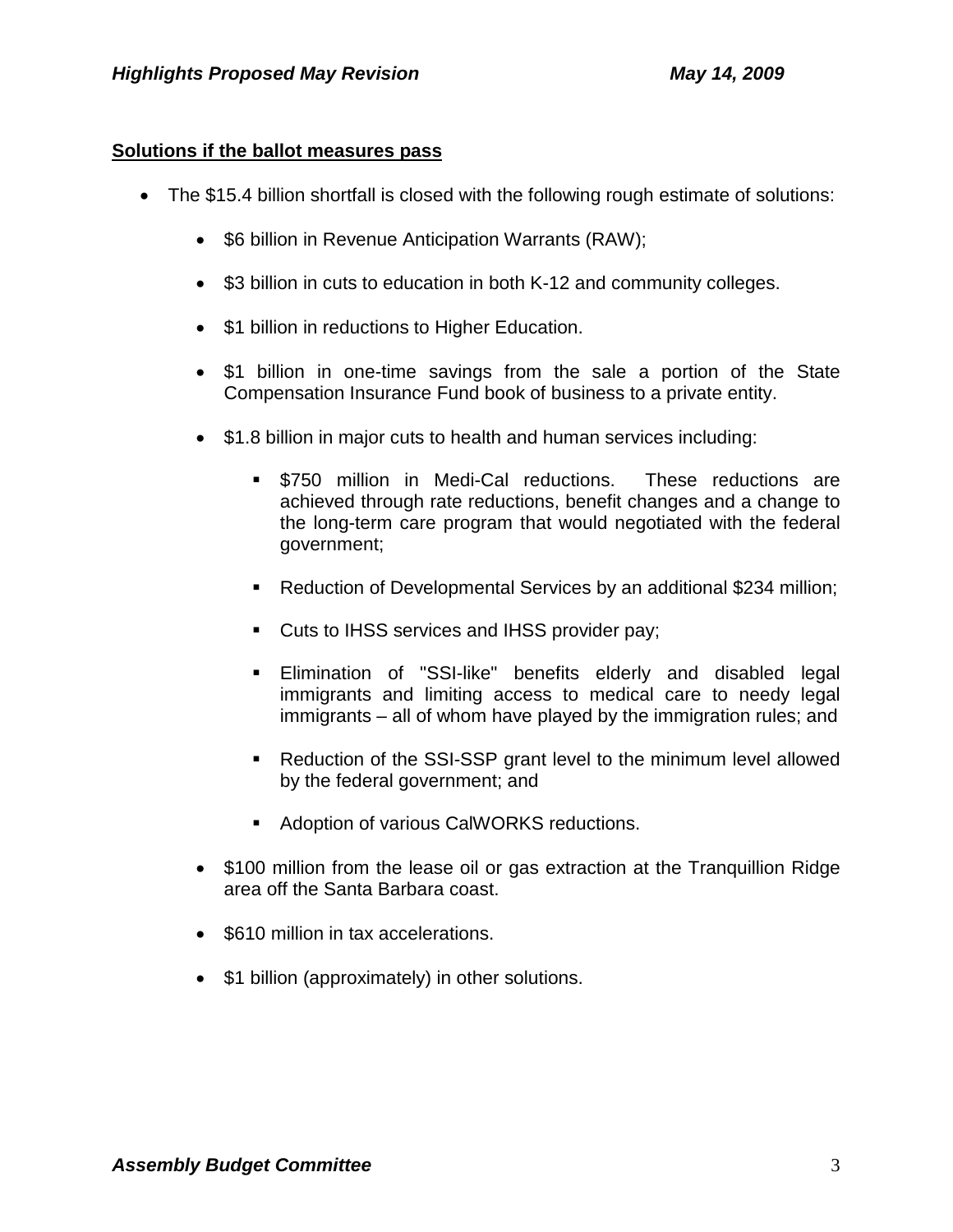**Solutions if the ballot measures pass**

- The $15.4 billion shortfall is closed with the following rough estimate of solutions:
  - $6 billion in Revenue Anticipation Warrants (RAW);
  - $3 billion in cuts to education in both K-12 and community colleges.
  - $1 billion in reductions to Higher Education.
  - $1 billion in one-time savings from the sale a portion of the State Compensation Insurance Fund book of business to a private entity.
  - $1.8 billion in major cuts to health and human services including:
    - $750 million in Medi-Cal reductions. These reductions are achieved through rate reductions, benefit changes and a change to the long-term care program that would negotiated with the federal government;
    - Reduction of Developmental Services by an additional $234 million;
    - Cuts to IHSS services and IHSS provider pay;
    - Elimination of "SSI-like" benefits elderly and disabled legal immigrants and limiting access to medical care to needy legal immigrants – all of whom have played by the immigration rules; and
    - Reduction of the SSI-SSP grant level to the minimum level allowed by the federal government; and
    - Adoption of various CalWORKS reductions.
  - $100 million from the lease oil or gas extraction at the Tranquillion Ridge area off the Santa Barbara coast.
  - $610 million in tax accelerations.
  - $1 billion (approximately) in other solutions.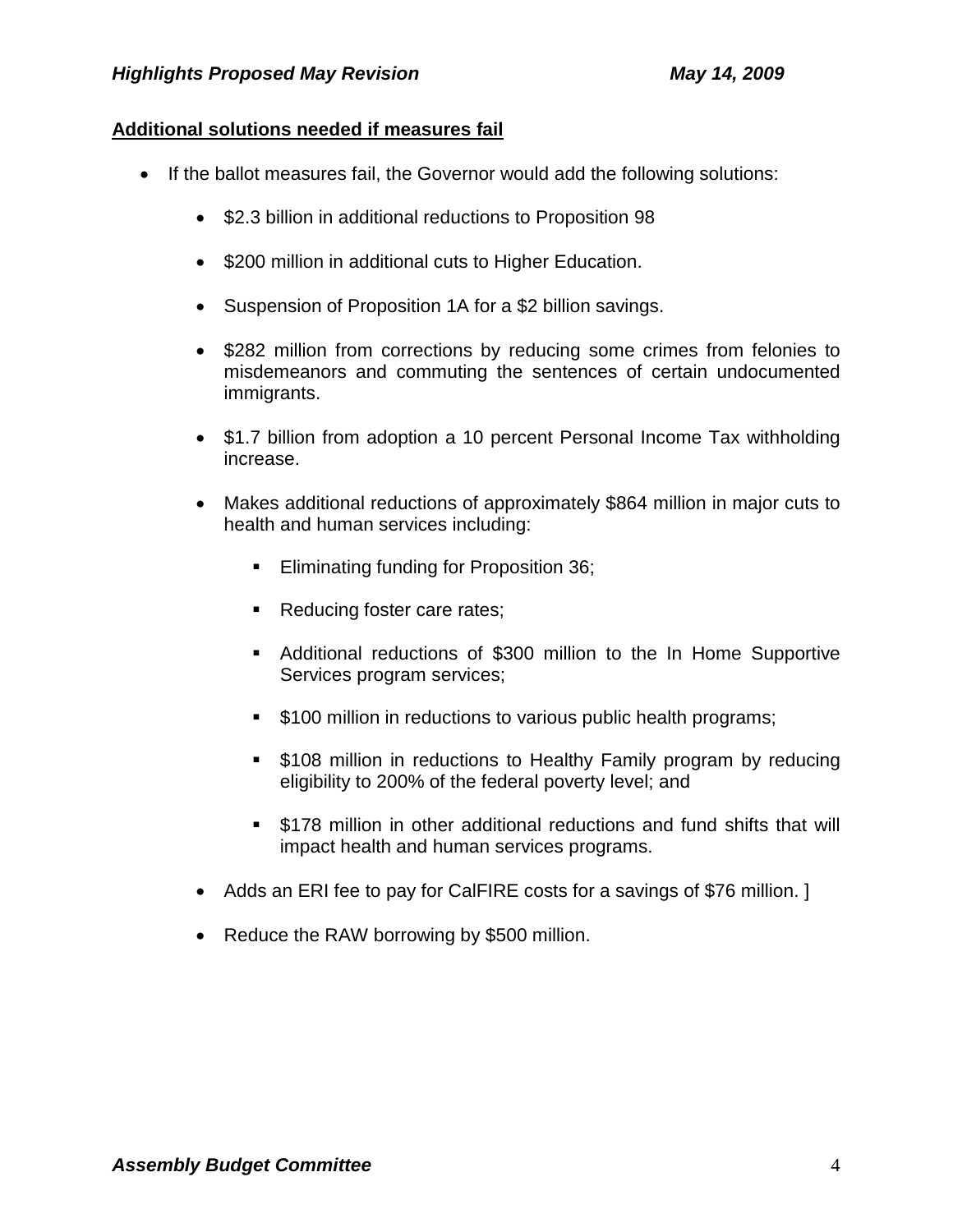**Additional solutions needed if measures fail**

- If the ballot measures fail, the Governor would add the following solutions:
  - $2.3 billion in additional reductions to Proposition 98
  - $200 million in additional cuts to Higher Education.
  - Suspension of Proposition 1A for a $2 billion savings.
  - $282 million from corrections by reducing some crimes from felonies to misdemeanors and commuting the sentences of certain undocumented immigrants.
  - $1.7 billion from adoption a 10 percent Personal Income Tax withholding increase.
  - Makes additional reductions of approximately $864 million in major cuts to health and human services including:
    - Eliminating funding for Proposition 36;
    - Reducing foster care rates;
    - Additional reductions of $300 million to the In Home Supportive Services program services;
    - $100 million in reductions to various public health programs;
    - $108 million in reductions to Healthy Family program by reducing eligibility to 200% of the federal poverty level; and
    - $178 million in other additional reductions and fund shifts that will impact health and human services programs.
  - Adds an ERI fee to pay for CalFIRE costs for a savings of $76 million. ]
  - Reduce the RAW borrowing by $500 million.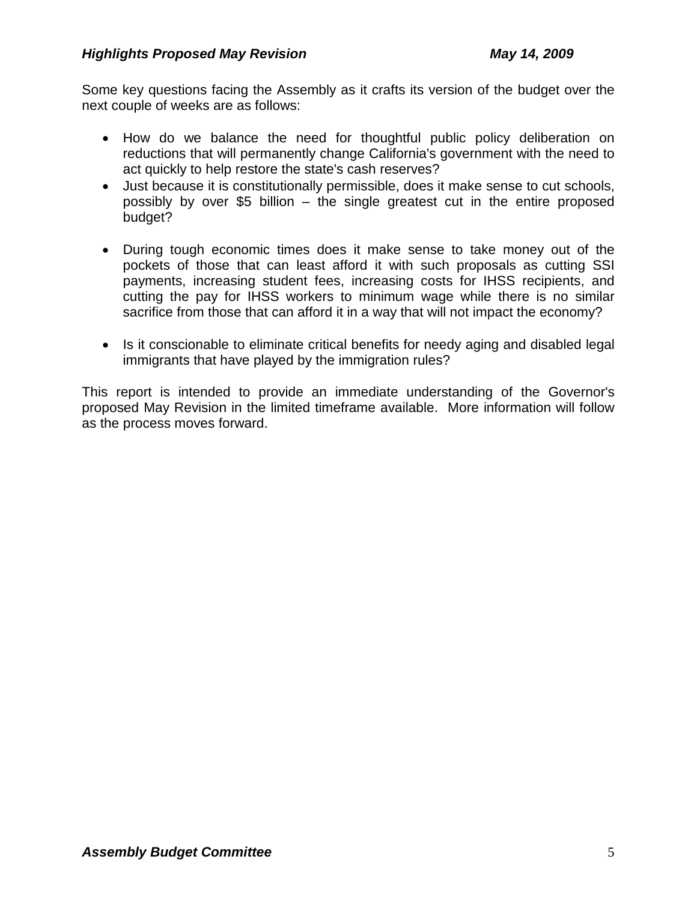Some key questions facing the Assembly as it crafts its version of the budget over the next couple of weeks are as follows:

- How do we balance the need for thoughtful public policy deliberation on reductions that will permanently change California's government with the need to act quickly to help restore the state's cash reserves?
- Just because it is constitutionally permissible, does it make sense to cut schools, possibly by over $5 billion – the single greatest cut in the entire proposed budget?
- During tough economic times does it make sense to take money out of the pockets of those that can least afford it with such proposals as cutting SSI payments, increasing student fees, increasing costs for IHSS recipients, and cutting the pay for IHSS workers to minimum wage while there is no similar sacrifice from those that can afford it in a way that will not impact the economy?
- Is it conscionable to eliminate critical benefits for needy aging and disabled legal immigrants that have played by the immigration rules?

This report is intended to provide an immediate understanding of the Governor's proposed May Revision in the limited timeframe available. More information will follow as the process moves forward.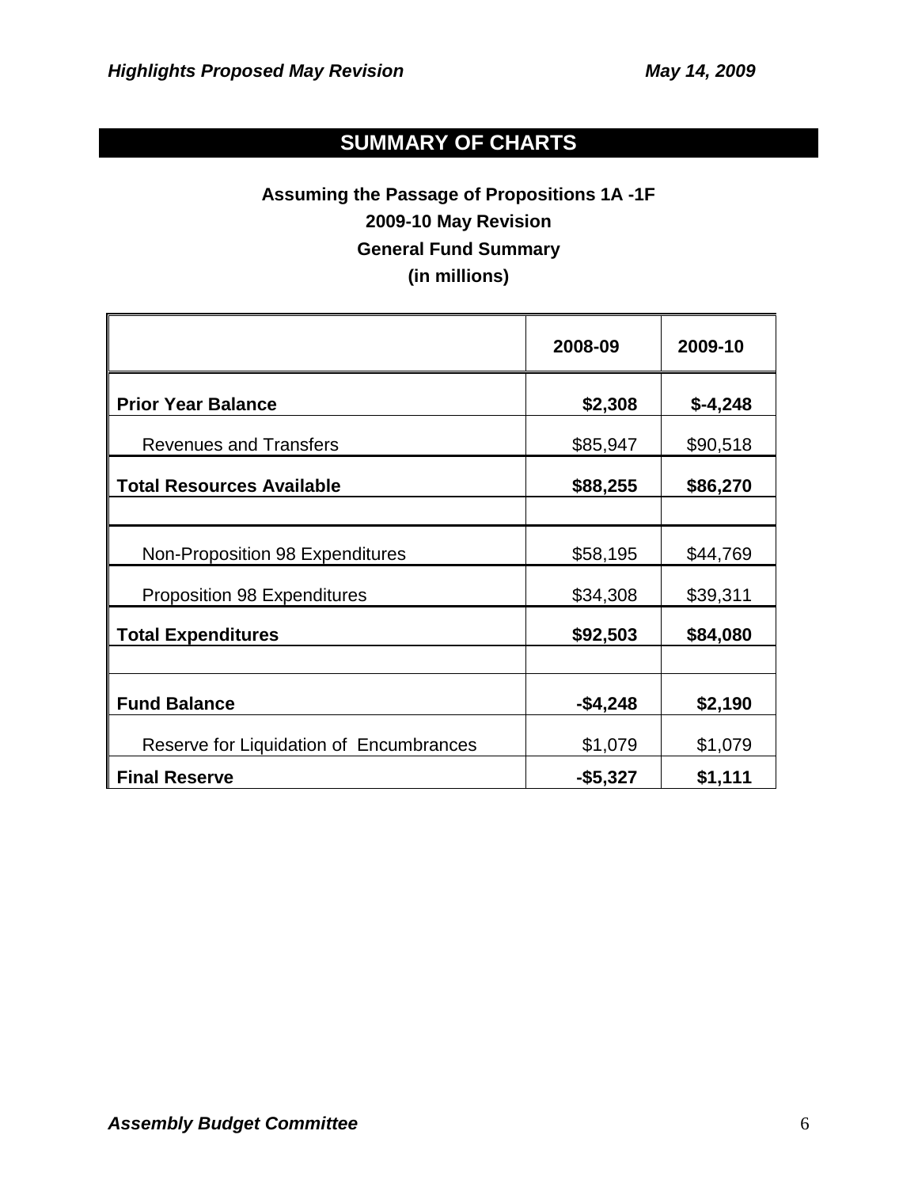## SUMMARY OF CHARTS

**Assuming the Passage of Propositions 1A -1F**
**2009-10 May Revision**
**General Fund Summary**
**(in millions)**

| | 2008-09 | 2009-10 |
|---|---|---|
| **Prior Year Balance** | **$2,308** | **$-4,248** |
| Revenues and Transfers | $85,947 | $90,518 |
| **Total Resources Available** | **$88,255** | **$86,270** |
| | | |
| Non-Proposition 98 Expenditures | $58,195 | $44,769 |
| Proposition 98 Expenditures | $34,308 | $39,311 |
| **Total Expenditures** | **$92,503** | **$84,080** |
| | | |
| **Fund Balance** | **-$4,248** | **$2,190** |
| Reserve for Liquidation of Encumbrances | $1,079 | $1,079 |
| **Final Reserve** | **-$5,327** | **$1,111** |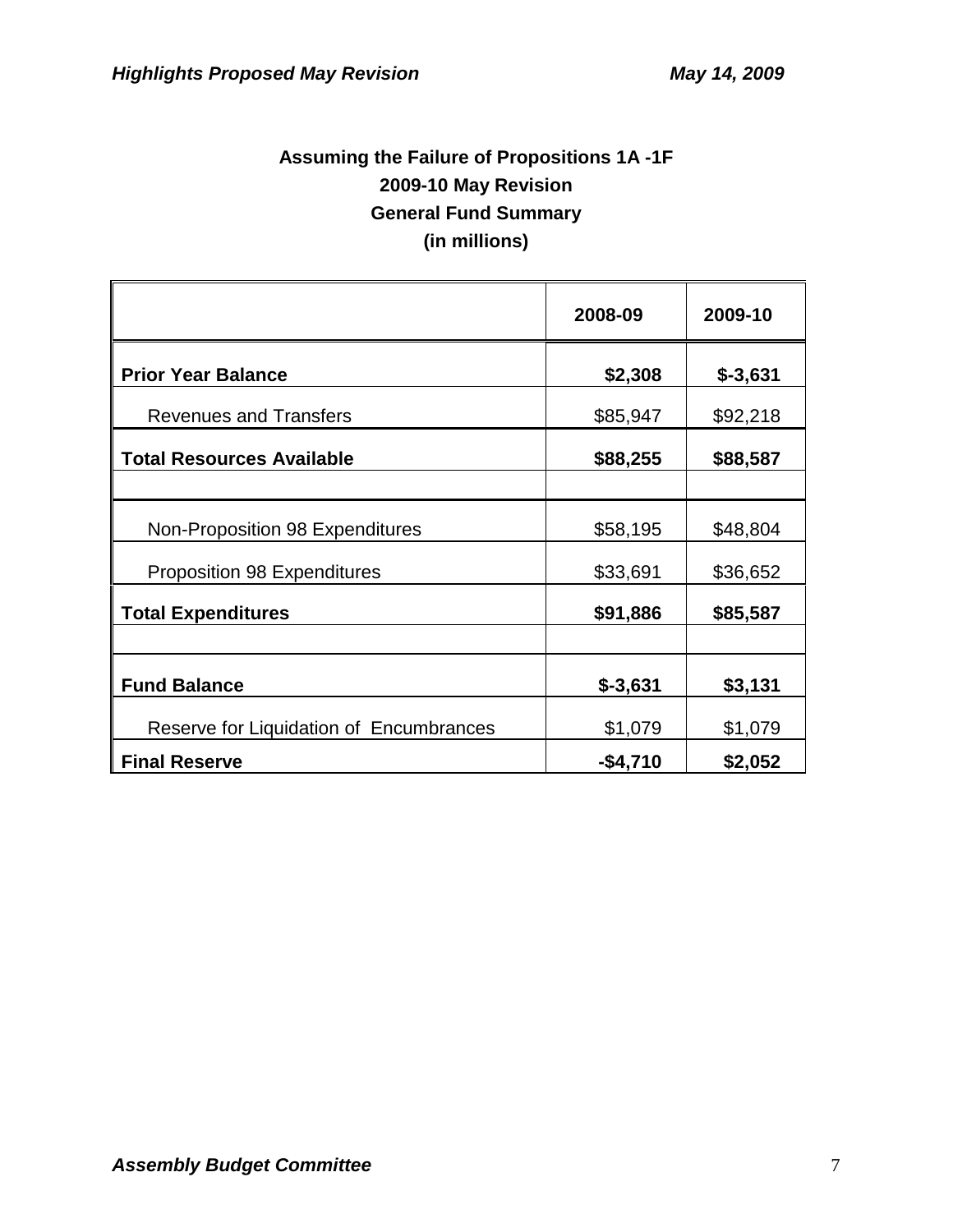### Assuming the Failure of Propositions 1A -1F
### 2009-10 May Revision
### General Fund Summary
### (in millions)

| | 2008-09 | 2009-10 |
|---|---|---|
| **Prior Year Balance** | **$2,308** | **$-3,631** |
| Revenues and Transfers | $85,947 | $92,218 |
| **Total Resources Available** | **$88,255** | **$88,587** |
| | | |
| Non-Proposition 98 Expenditures | $58,195 | $48,804 |
| Proposition 98 Expenditures | $33,691 | $36,652 |
| **Total Expenditures** | **$91,886** | **$85,587** |
| | | |
| **Fund Balance** | **$-3,631** | **$3,131** |
| Reserve for Liquidation of Encumbrances | $1,079 | $1,079 |
| **Final Reserve** | **-$4,710** | **$2,052** |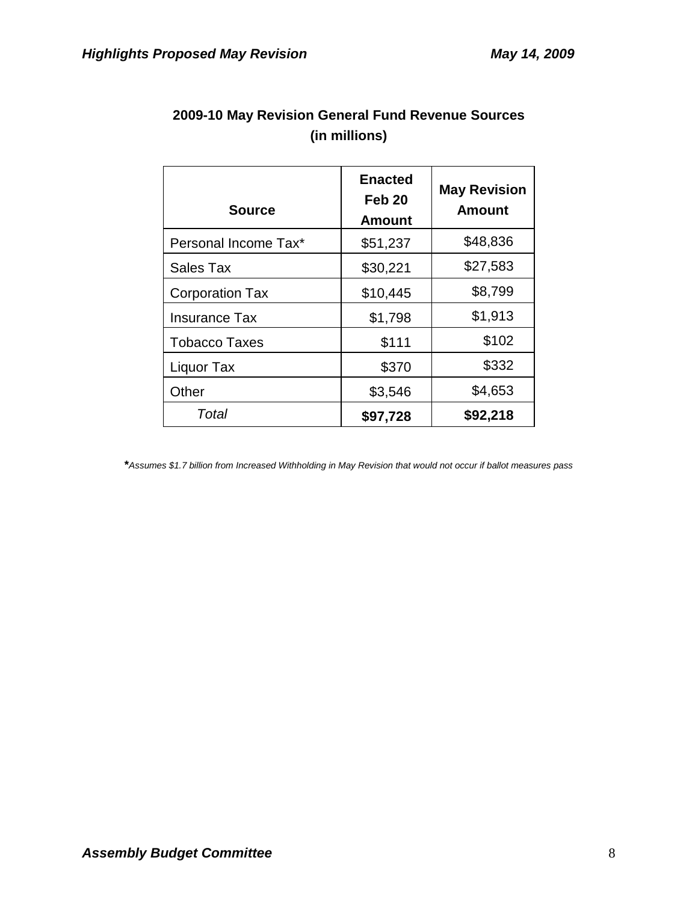## 2009-10 May Revision General Fund Revenue Sources (in millions)

| Source | Enacted Feb 20 Amount | May Revision Amount |
|---|---|---|
| Personal Income Tax* | $51,237 | $48,836 |
| Sales Tax | $30,221 | $27,583 |
| Corporation Tax | $10,445 | $8,799 |
| Insurance Tax | $1,798 | $1,913 |
| Tobacco Taxes | $111 | $102 |
| Liquor Tax | $370 | $332 |
| Other | $3,546 | $4,653 |
| *Total* | **$97,728** | **$92,218** |

****Assumes $1.7 billion from Increased Withholding in May Revision that would not occur if ballot measures pass*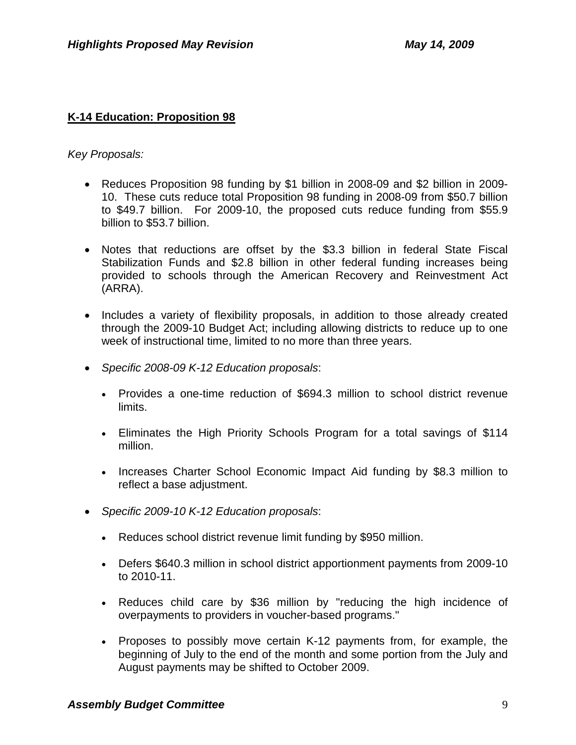## K-14 Education: Proposition 98

*Key Proposals:*

- Reduces Proposition 98 funding by $1 billion in 2008-09 and $2 billion in 2009-10. These cuts reduce total Proposition 98 funding in 2008-09 from $50.7 billion to $49.7 billion. For 2009-10, the proposed cuts reduce funding from $55.9 billion to $53.7 billion.

- Notes that reductions are offset by the $3.3 billion in federal State Fiscal Stabilization Funds and $2.8 billion in other federal funding increases being provided to schools through the American Recovery and Reinvestment Act (ARRA).

- Includes a variety of flexibility proposals, in addition to those already created through the 2009-10 Budget Act; including allowing districts to reduce up to one week of instructional time, limited to no more than three years.

- *Specific 2008-09 K-12 Education proposals*:

  - Provides a one-time reduction of $694.3 million to school district revenue limits.

  - Eliminates the High Priority Schools Program for a total savings of $114 million.

  - Increases Charter School Economic Impact Aid funding by $8.3 million to reflect a base adjustment.

- *Specific 2009-10 K-12 Education proposals*:

  - Reduces school district revenue limit funding by $950 million.

  - Defers $640.3 million in school district apportionment payments from 2009-10 to 2010-11.

  - Reduces child care by $36 million by "reducing the high incidence of overpayments to providers in voucher-based programs."

  - Proposes to possibly move certain K-12 payments from, for example, the beginning of July to the end of the month and some portion from the July and August payments may be shifted to October 2009.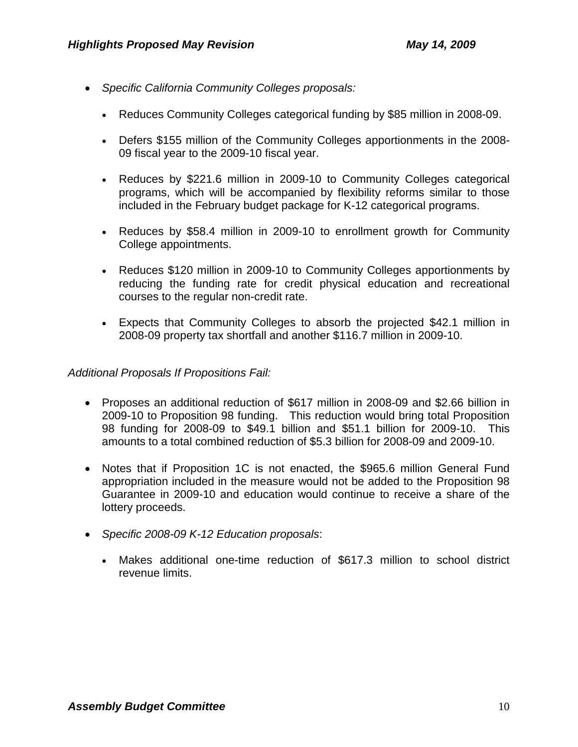- *Specific California Community Colleges proposals:*

    - Reduces Community Colleges categorical funding by $85 million in 2008-09.

    - Defers $155 million of the Community Colleges apportionments in the 2008-09 fiscal year to the 2009-10 fiscal year.

    - Reduces by $221.6 million in 2009-10 to Community Colleges categorical programs, which will be accompanied by flexibility reforms similar to those included in the February budget package for K-12 categorical programs.

    - Reduces by $58.4 million in 2009-10 to enrollment growth for Community College appointments.

    - Reduces $120 million in 2009-10 to Community Colleges apportionments by reducing the funding rate for credit physical education and recreational courses to the regular non-credit rate.

    - Expects that Community Colleges to absorb the projected $42.1 million in 2008-09 property tax shortfall and another $116.7 million in 2009-10.

*Additional Proposals If Propositions Fail:*

- Proposes an additional reduction of $617 million in 2008-09 and $2.66 billion in 2009-10 to Proposition 98 funding. This reduction would bring total Proposition 98 funding for 2008-09 to $49.1 billion and $51.1 billion for 2009-10. This amounts to a total combined reduction of $5.3 billion for 2008-09 and 2009-10.

- Notes that if Proposition 1C is not enacted, the $965.6 million General Fund appropriation included in the measure would not be added to the Proposition 98 Guarantee in 2009-10 and education would continue to receive a share of the lottery proceeds.

- *Specific 2008-09 K-12 Education proposals*:

    - Makes additional one-time reduction of $617.3 million to school district revenue limits.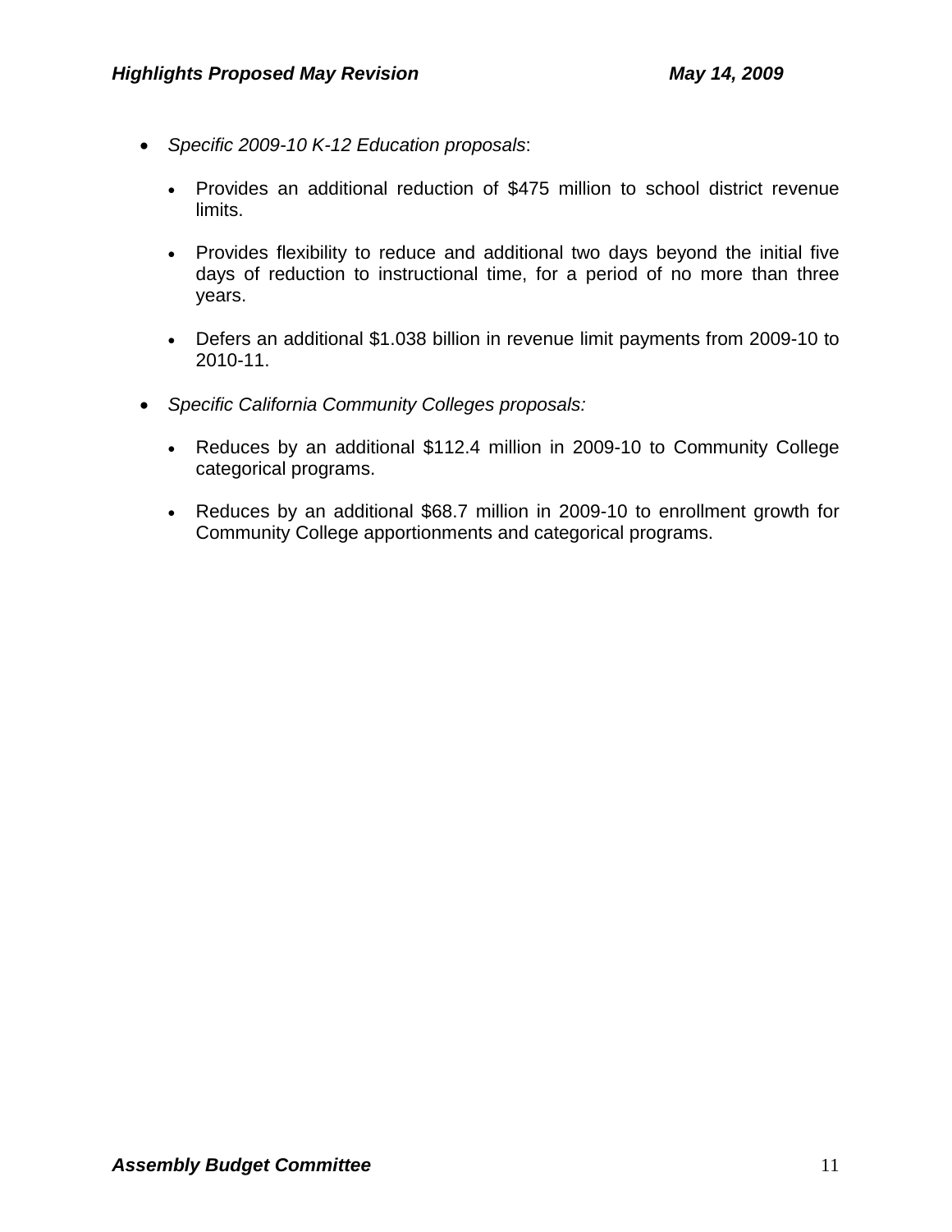- *Specific 2009-10 K-12 Education proposals*:

    - Provides an additional reduction of $475 million to school district revenue limits.

    - Provides flexibility to reduce and additional two days beyond the initial five days of reduction to instructional time, for a period of no more than three years.

    - Defers an additional $1.038 billion in revenue limit payments from 2009-10 to 2010-11.

- *Specific California Community Colleges proposals:*

    - Reduces by an additional $112.4 million in 2009-10 to Community College categorical programs.

    - Reduces by an additional $68.7 million in 2009-10 to enrollment growth for Community College apportionments and categorical programs.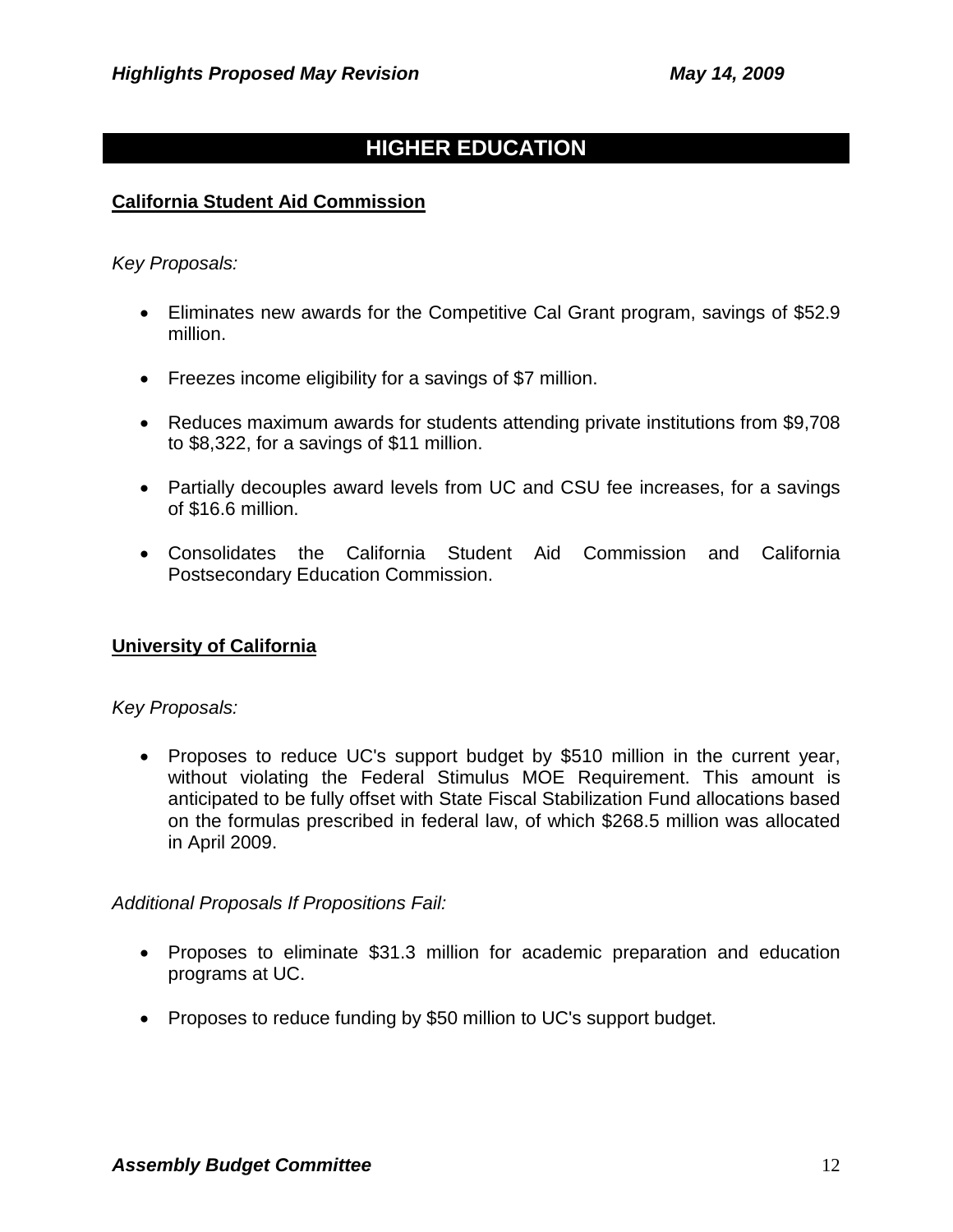## HIGHER EDUCATION

### California Student Aid Commission

*Key Proposals:*

- Eliminates new awards for the Competitive Cal Grant program, savings of $52.9 million.
- Freezes income eligibility for a savings of $7 million.
- Reduces maximum awards for students attending private institutions from $9,708 to $8,322, for a savings of $11 million.
- Partially decouples award levels from UC and CSU fee increases, for a savings of $16.6 million.
- Consolidates the California Student Aid Commission and California Postsecondary Education Commission.

### University of California

*Key Proposals:*

- Proposes to reduce UC's support budget by $510 million in the current year, without violating the Federal Stimulus MOE Requirement. This amount is anticipated to be fully offset with State Fiscal Stabilization Fund allocations based on the formulas prescribed in federal law, of which $268.5 million was allocated in April 2009.

*Additional Proposals If Propositions Fail:*

- Proposes to eliminate $31.3 million for academic preparation and education programs at UC.
- Proposes to reduce funding by $50 million to UC's support budget.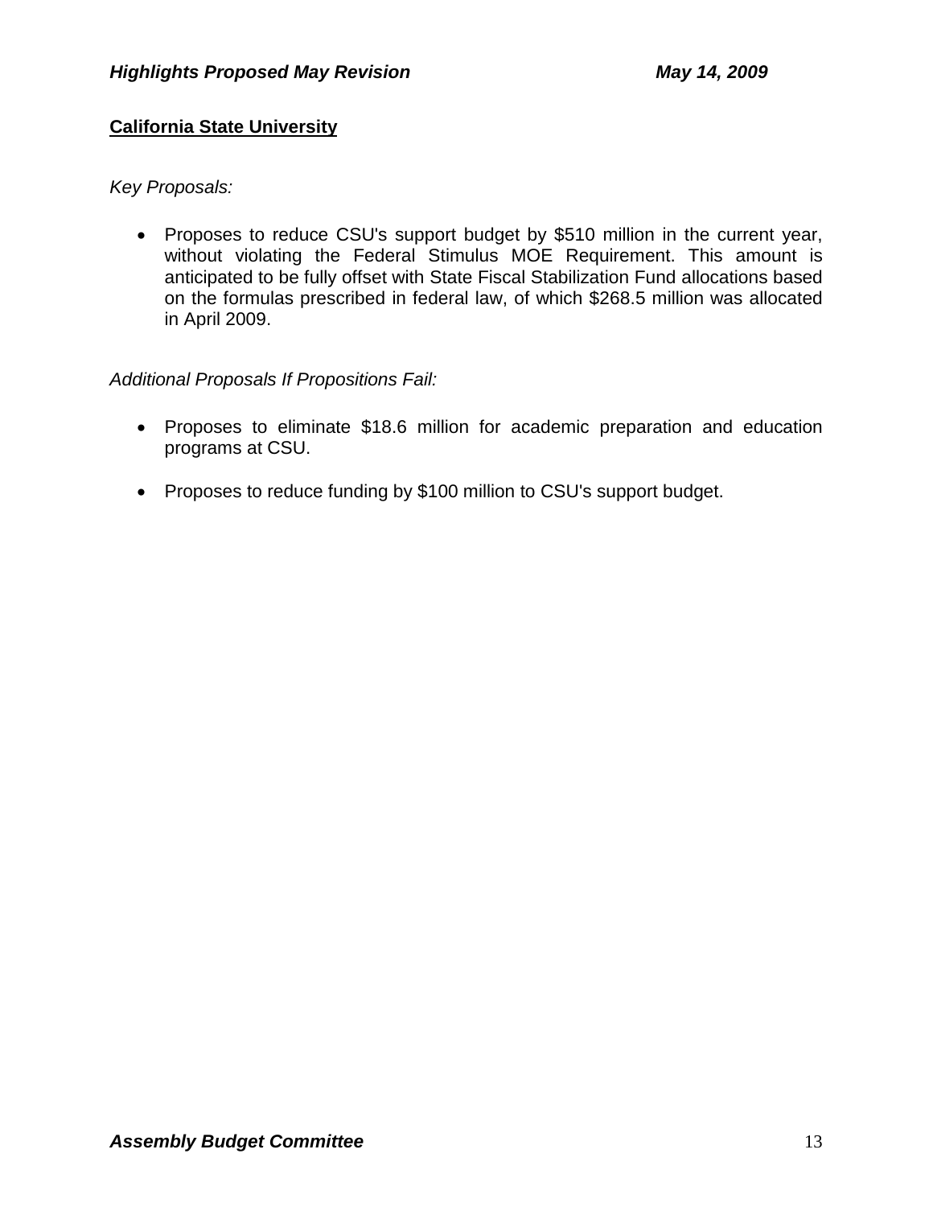## California State University

*Key Proposals:*

- Proposes to reduce CSU's support budget by $510 million in the current year, without violating the Federal Stimulus MOE Requirement. This amount is anticipated to be fully offset with State Fiscal Stabilization Fund allocations based on the formulas prescribed in federal law, of which $268.5 million was allocated in April 2009.

*Additional Proposals If Propositions Fail:*

- Proposes to eliminate $18.6 million for academic preparation and education programs at CSU.
- Proposes to reduce funding by $100 million to CSU's support budget.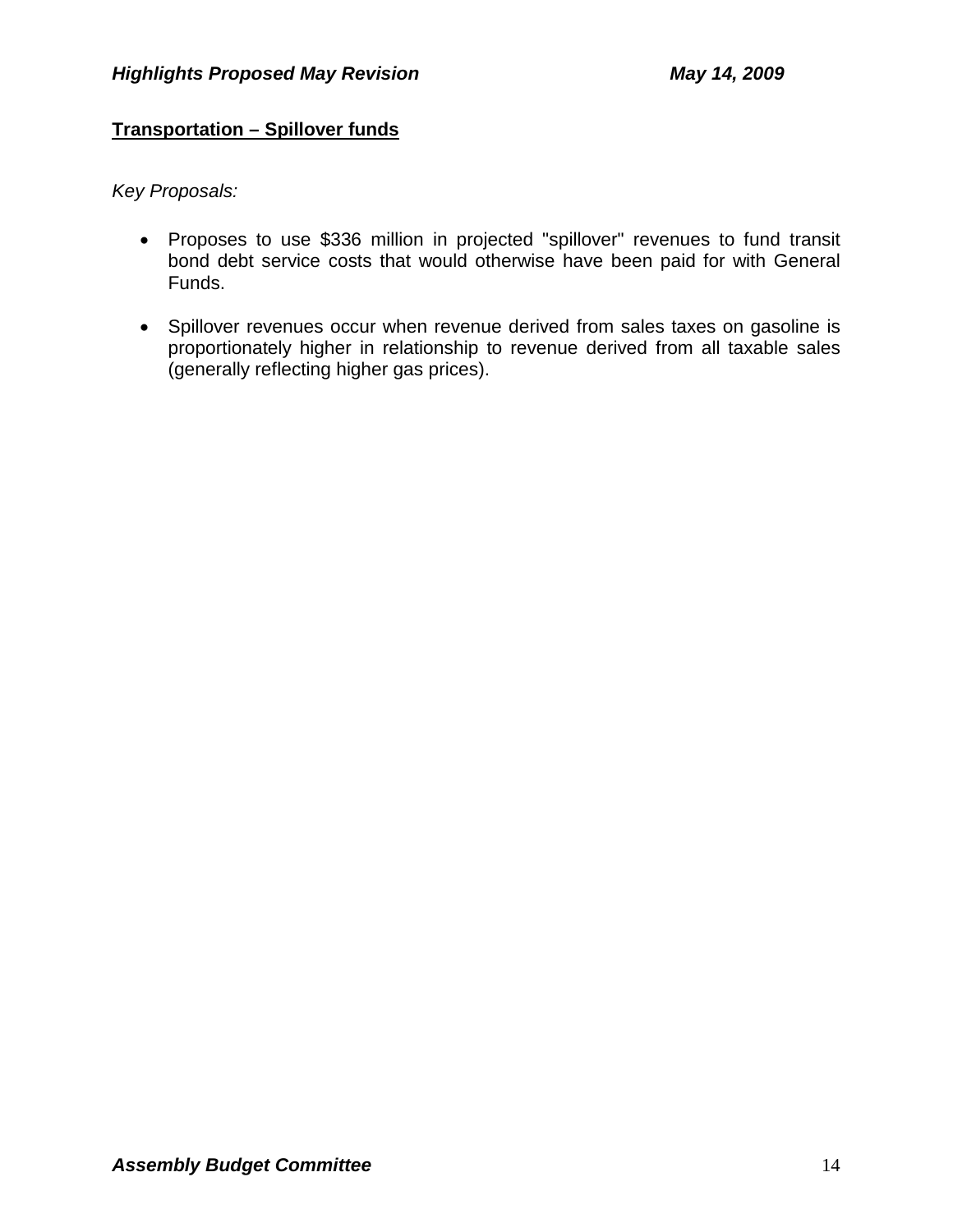## Transportation – Spillover funds

*Key Proposals:*

- Proposes to use $336 million in projected "spillover" revenues to fund transit bond debt service costs that would otherwise have been paid for with General Funds.

- Spillover revenues occur when revenue derived from sales taxes on gasoline is proportionately higher in relationship to revenue derived from all taxable sales (generally reflecting higher gas prices).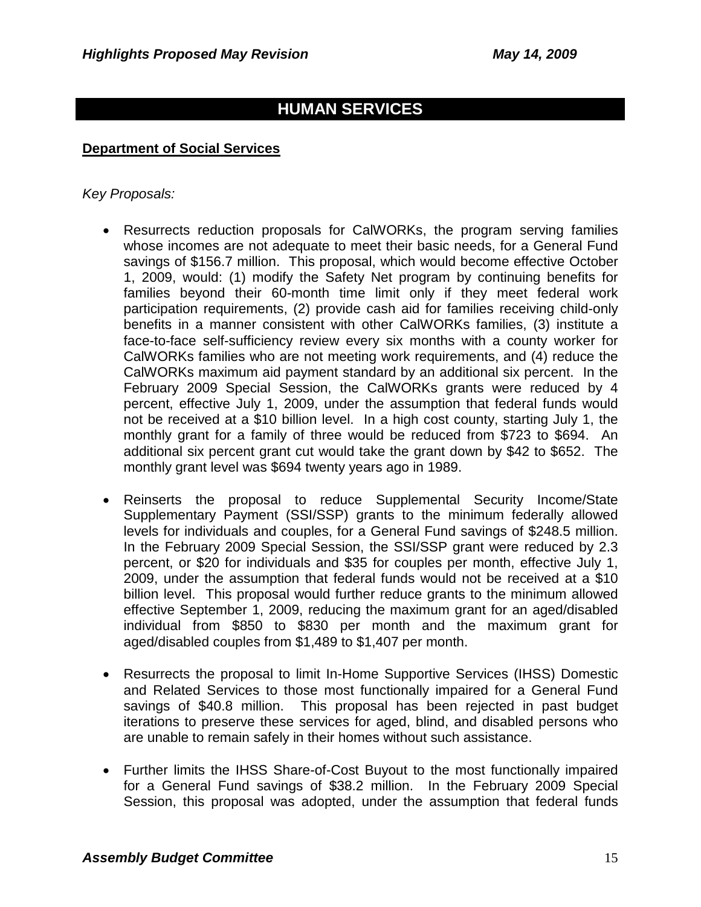## HUMAN SERVICES

**Department of Social Services**

*Key Proposals:*

- Resurrects reduction proposals for CalWORKs, the program serving families whose incomes are not adequate to meet their basic needs, for a General Fund savings of $156.7 million. This proposal, which would become effective October 1, 2009, would: (1) modify the Safety Net program by continuing benefits for families beyond their 60-month time limit only if they meet federal work participation requirements, (2) provide cash aid for families receiving child-only benefits in a manner consistent with other CalWORKs families, (3) institute a face-to-face self-sufficiency review every six months with a county worker for CalWORKs families who are not meeting work requirements, and (4) reduce the CalWORKs maximum aid payment standard by an additional six percent. In the February 2009 Special Session, the CalWORKs grants were reduced by 4 percent, effective July 1, 2009, under the assumption that federal funds would not be received at a $10 billion level. In a high cost county, starting July 1, the monthly grant for a family of three would be reduced from $723 to $694. An additional six percent grant cut would take the grant down by $42 to $652. The monthly grant level was $694 twenty years ago in 1989.

- Reinserts the proposal to reduce Supplemental Security Income/State Supplementary Payment (SSI/SSP) grants to the minimum federally allowed levels for individuals and couples, for a General Fund savings of $248.5 million. In the February 2009 Special Session, the SSI/SSP grant were reduced by 2.3 percent, or $20 for individuals and $35 for couples per month, effective July 1, 2009, under the assumption that federal funds would not be received at a $10 billion level. This proposal would further reduce grants to the minimum allowed effective September 1, 2009, reducing the maximum grant for an aged/disabled individual from $850 to $830 per month and the maximum grant for aged/disabled couples from $1,489 to $1,407 per month.

- Resurrects the proposal to limit In-Home Supportive Services (IHSS) Domestic and Related Services to those most functionally impaired for a General Fund savings of $40.8 million. This proposal has been rejected in past budget iterations to preserve these services for aged, blind, and disabled persons who are unable to remain safely in their homes without such assistance.

- Further limits the IHSS Share-of-Cost Buyout to the most functionally impaired for a General Fund savings of $38.2 million. In the February 2009 Special Session, this proposal was adopted, under the assumption that federal funds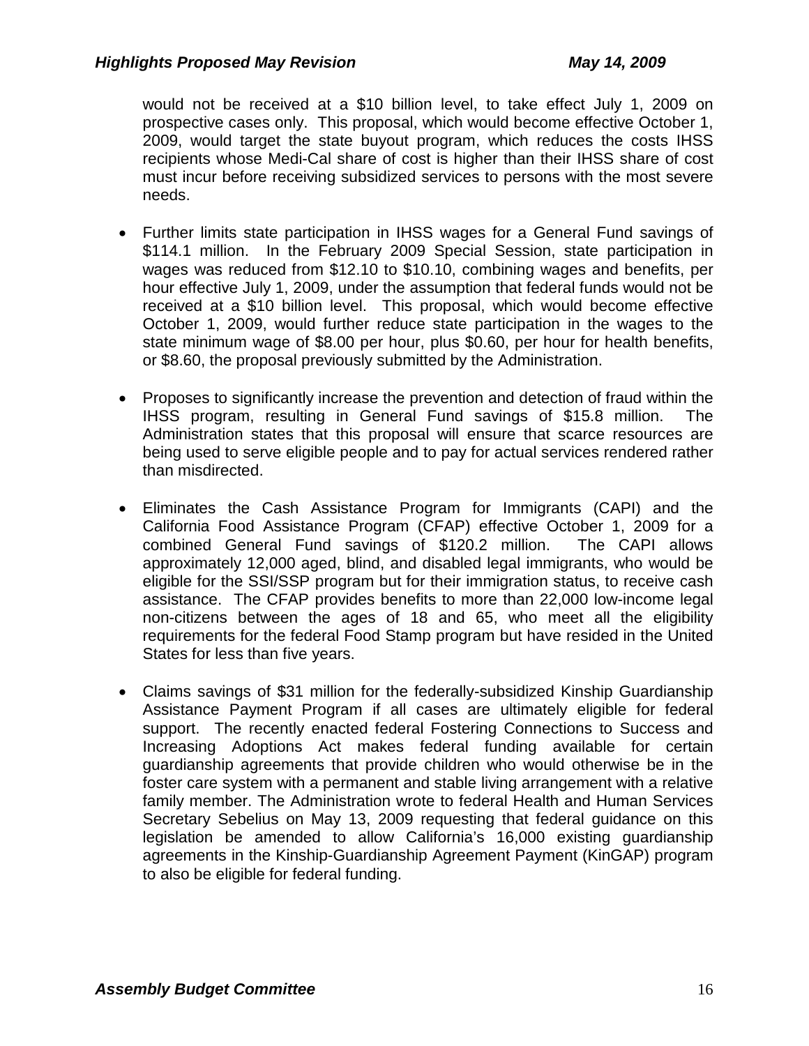would not be received at a $10 billion level, to take effect July 1, 2009 on prospective cases only. This proposal, which would become effective October 1, 2009, would target the state buyout program, which reduces the costs IHSS recipients whose Medi-Cal share of cost is higher than their IHSS share of cost must incur before receiving subsidized services to persons with the most severe needs.

- Further limits state participation in IHSS wages for a General Fund savings of $114.1 million. In the February 2009 Special Session, state participation in wages was reduced from $12.10 to $10.10, combining wages and benefits, per hour effective July 1, 2009, under the assumption that federal funds would not be received at a $10 billion level. This proposal, which would become effective October 1, 2009, would further reduce state participation in the wages to the state minimum wage of $8.00 per hour, plus $0.60, per hour for health benefits, or $8.60, the proposal previously submitted by the Administration.

- Proposes to significantly increase the prevention and detection of fraud within the IHSS program, resulting in General Fund savings of $15.8 million. The Administration states that this proposal will ensure that scarce resources are being used to serve eligible people and to pay for actual services rendered rather than misdirected.

- Eliminates the Cash Assistance Program for Immigrants (CAPI) and the California Food Assistance Program (CFAP) effective October 1, 2009 for a combined General Fund savings of $120.2 million. The CAPI allows approximately 12,000 aged, blind, and disabled legal immigrants, who would be eligible for the SSI/SSP program but for their immigration status, to receive cash assistance. The CFAP provides benefits to more than 22,000 low-income legal non-citizens between the ages of 18 and 65, who meet all the eligibility requirements for the federal Food Stamp program but have resided in the United States for less than five years.

- Claims savings of $31 million for the federally-subsidized Kinship Guardianship Assistance Payment Program if all cases are ultimately eligible for federal support. The recently enacted federal Fostering Connections to Success and Increasing Adoptions Act makes federal funding available for certain guardianship agreements that provide children who would otherwise be in the foster care system with a permanent and stable living arrangement with a relative family member. The Administration wrote to federal Health and Human Services Secretary Sebelius on May 13, 2009 requesting that federal guidance on this legislation be amended to allow California's 16,000 existing guardianship agreements in the Kinship-Guardianship Agreement Payment (KinGAP) program to also be eligible for federal funding.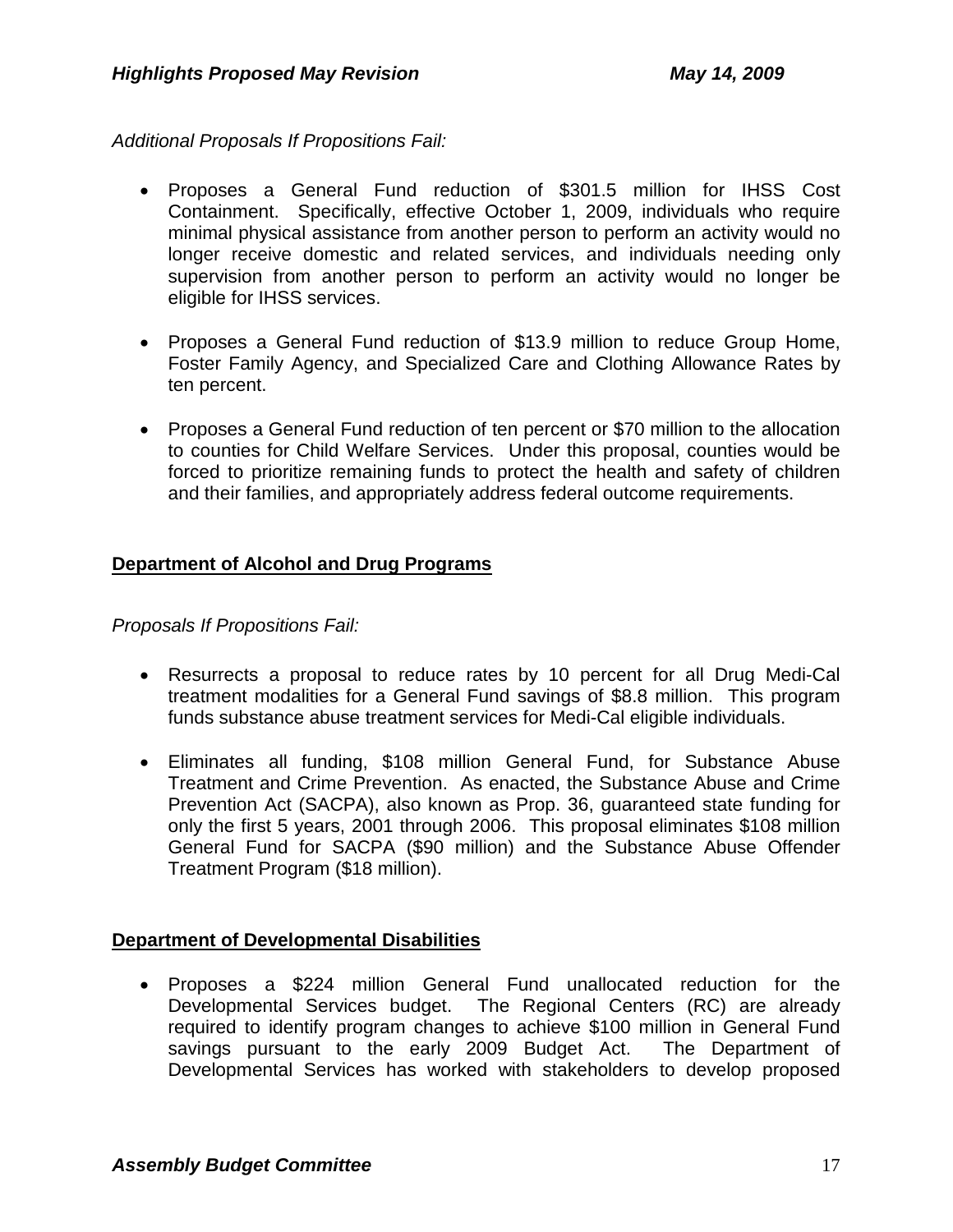*Additional Proposals If Propositions Fail:*

- Proposes a General Fund reduction of $301.5 million for IHSS Cost Containment. Specifically, effective October 1, 2009, individuals who require minimal physical assistance from another person to perform an activity would no longer receive domestic and related services, and individuals needing only supervision from another person to perform an activity would no longer be eligible for IHSS services.

- Proposes a General Fund reduction of $13.9 million to reduce Group Home, Foster Family Agency, and Specialized Care and Clothing Allowance Rates by ten percent.

- Proposes a General Fund reduction of ten percent or $70 million to the allocation to counties for Child Welfare Services. Under this proposal, counties would be forced to prioritize remaining funds to protect the health and safety of children and their families, and appropriately address federal outcome requirements.

## Department of Alcohol and Drug Programs

*Proposals If Propositions Fail:*

- Resurrects a proposal to reduce rates by 10 percent for all Drug Medi-Cal treatment modalities for a General Fund savings of $8.8 million. This program funds substance abuse treatment services for Medi-Cal eligible individuals.

- Eliminates all funding, $108 million General Fund, for Substance Abuse Treatment and Crime Prevention. As enacted, the Substance Abuse and Crime Prevention Act (SACPA), also known as Prop. 36, guaranteed state funding for only the first 5 years, 2001 through 2006. This proposal eliminates $108 million General Fund for SACPA ($90 million) and the Substance Abuse Offender Treatment Program ($18 million).

## Department of Developmental Disabilities

- Proposes a $224 million General Fund unallocated reduction for the Developmental Services budget. The Regional Centers (RC) are already required to identify program changes to achieve $100 million in General Fund savings pursuant to the early 2009 Budget Act. The Department of Developmental Services has worked with stakeholders to develop proposed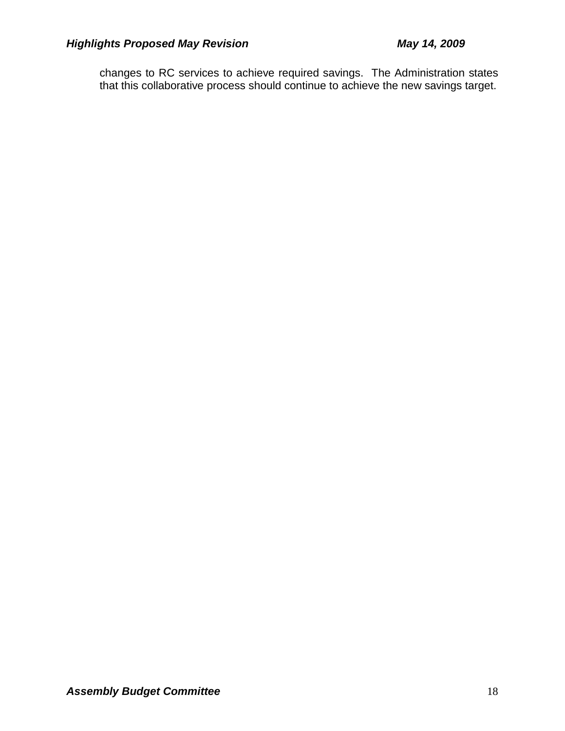changes to RC services to achieve required savings. The Administration states that this collaborative process should continue to achieve the new savings target.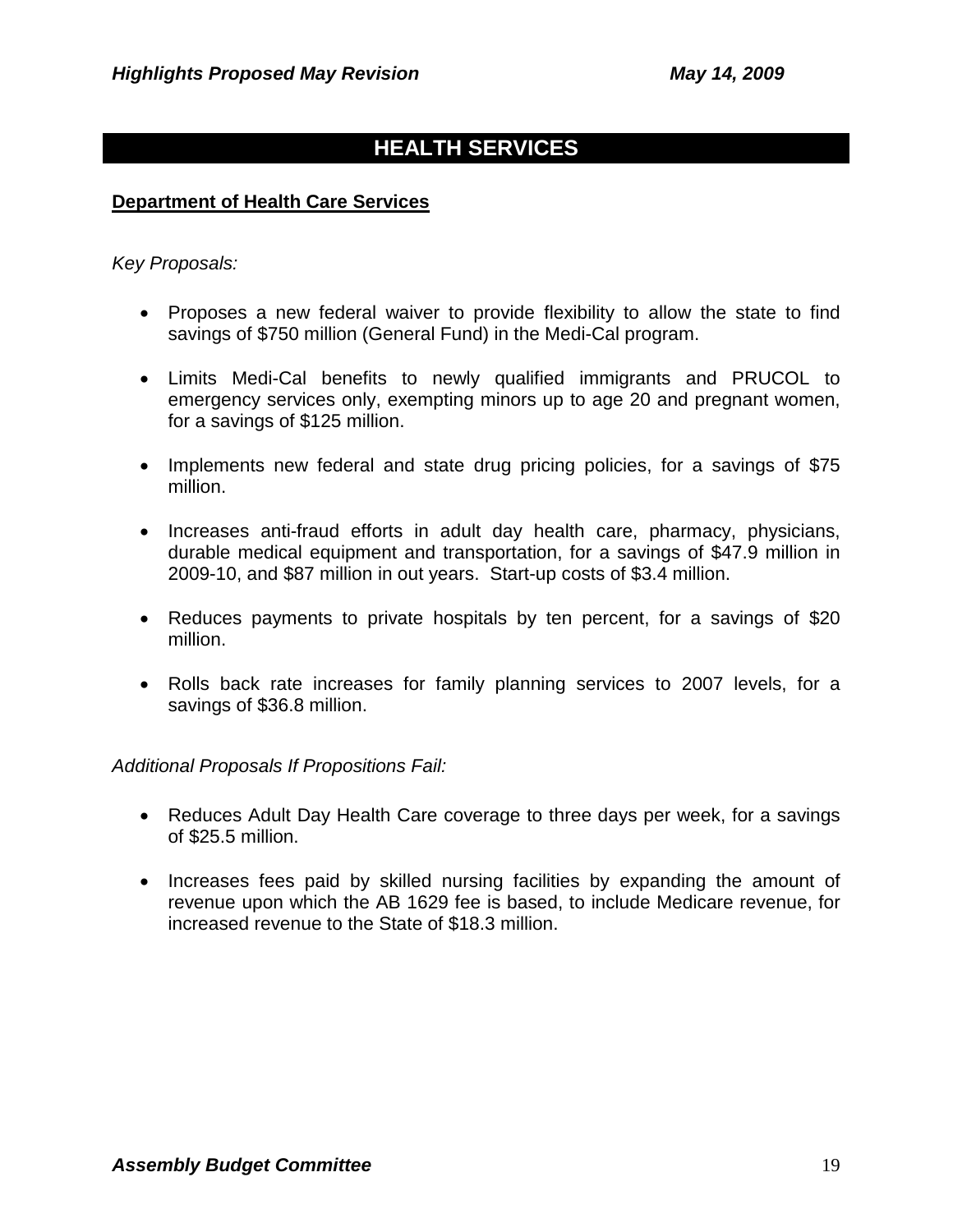# HEALTH SERVICES

**Department of Health Care Services**

*Key Proposals:*

- Proposes a new federal waiver to provide flexibility to allow the state to find savings of $750 million (General Fund) in the Medi-Cal program.
- Limits Medi-Cal benefits to newly qualified immigrants and PRUCOL to emergency services only, exempting minors up to age 20 and pregnant women, for a savings of $125 million.
- Implements new federal and state drug pricing policies, for a savings of $75 million.
- Increases anti-fraud efforts in adult day health care, pharmacy, physicians, durable medical equipment and transportation, for a savings of $47.9 million in 2009-10, and $87 million in out years. Start-up costs of $3.4 million.
- Reduces payments to private hospitals by ten percent, for a savings of $20 million.
- Rolls back rate increases for family planning services to 2007 levels, for a savings of $36.8 million.

*Additional Proposals If Propositions Fail:*

- Reduces Adult Day Health Care coverage to three days per week, for a savings of $25.5 million.
- Increases fees paid by skilled nursing facilities by expanding the amount of revenue upon which the AB 1629 fee is based, to include Medicare revenue, for increased revenue to the State of $18.3 million.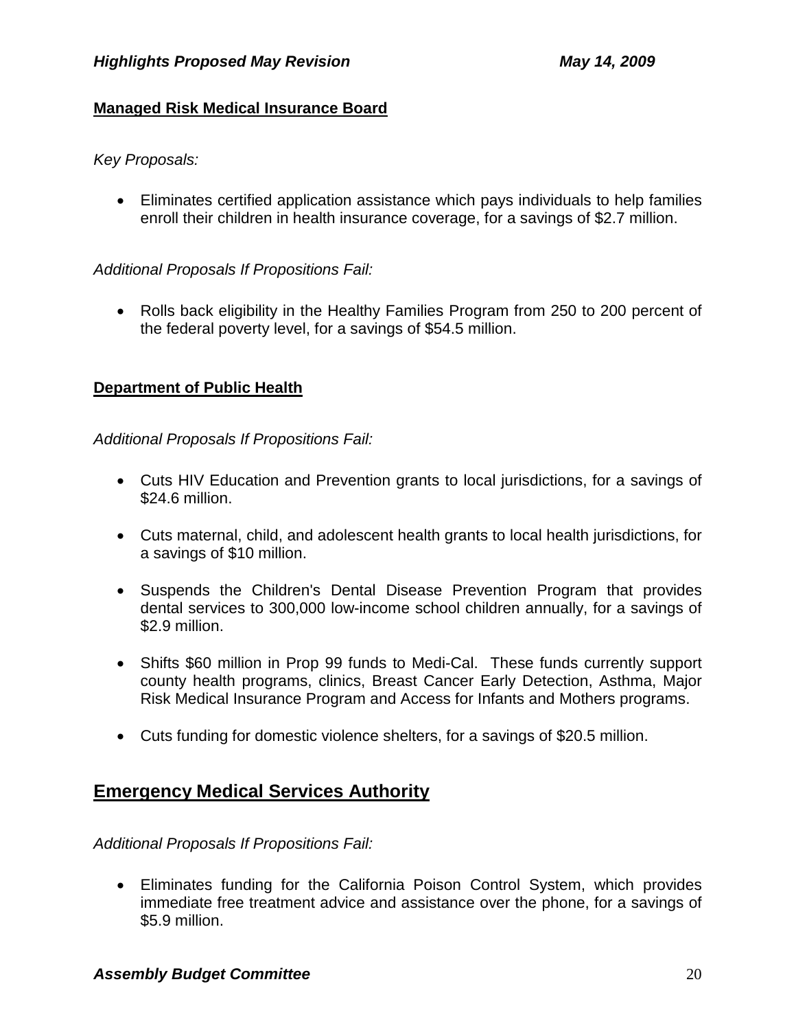### Managed Risk Medical Insurance Board

*Key Proposals:*

- Eliminates certified application assistance which pays individuals to help families enroll their children in health insurance coverage, for a savings of $2.7 million.

*Additional Proposals If Propositions Fail:*

- Rolls back eligibility in the Healthy Families Program from 250 to 200 percent of the federal poverty level, for a savings of $54.5 million.

### Department of Public Health

*Additional Proposals If Propositions Fail:*

- Cuts HIV Education and Prevention grants to local jurisdictions, for a savings of $24.6 million.
- Cuts maternal, child, and adolescent health grants to local health jurisdictions, for a savings of $10 million.
- Suspends the Children's Dental Disease Prevention Program that provides dental services to 300,000 low-income school children annually, for a savings of $2.9 million.
- Shifts $60 million in Prop 99 funds to Medi-Cal. These funds currently support county health programs, clinics, Breast Cancer Early Detection, Asthma, Major Risk Medical Insurance Program and Access for Infants and Mothers programs.
- Cuts funding for domestic violence shelters, for a savings of $20.5 million.

## Emergency Medical Services Authority

*Additional Proposals If Propositions Fail:*

- Eliminates funding for the California Poison Control System, which provides immediate free treatment advice and assistance over the phone, for a savings of $5.9 million.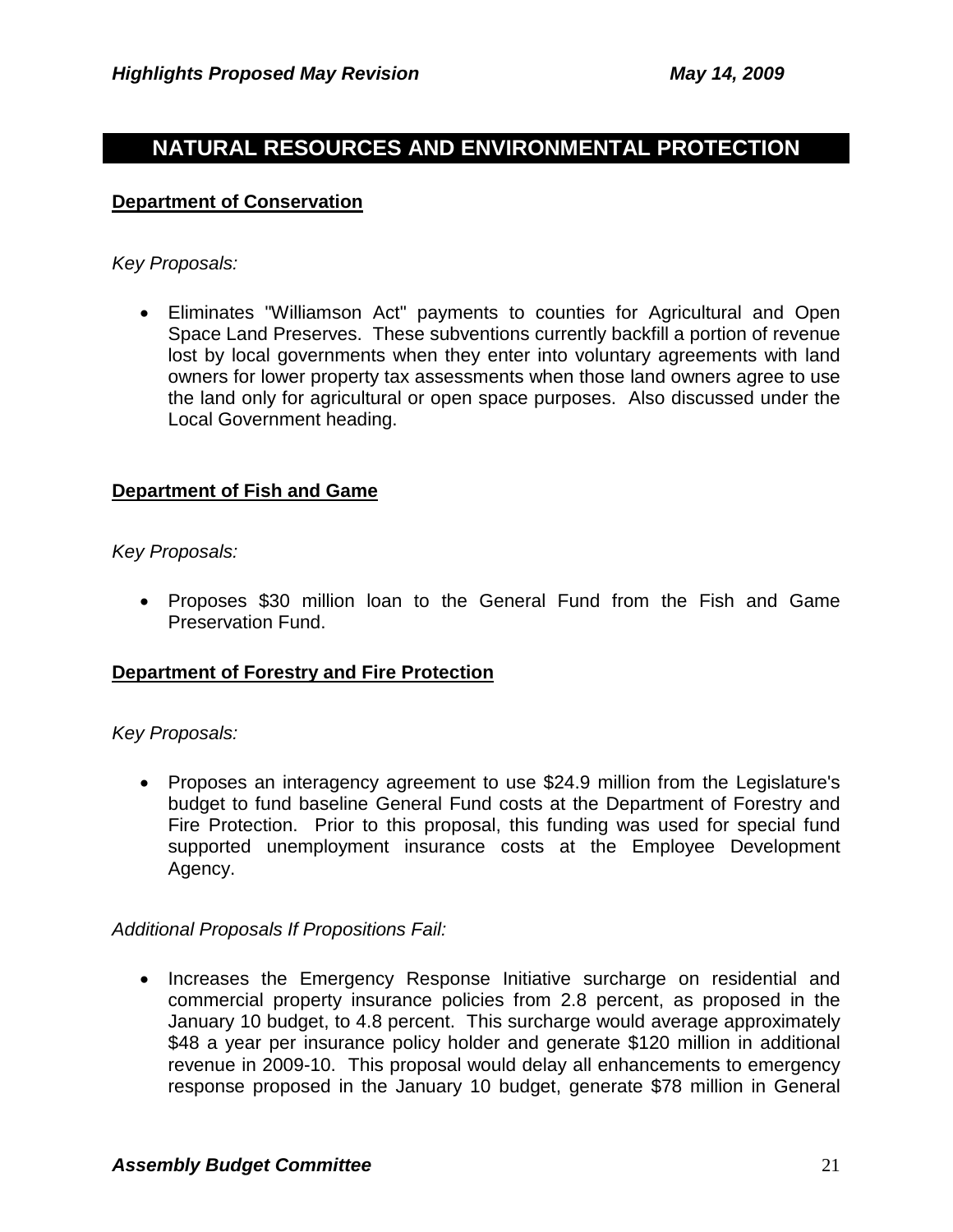## NATURAL RESOURCES AND ENVIRONMENTAL PROTECTION

**Department of Conservation**

*Key Proposals:*

- Eliminates "Williamson Act" payments to counties for Agricultural and Open Space Land Preserves. These subventions currently backfill a portion of revenue lost by local governments when they enter into voluntary agreements with land owners for lower property tax assessments when those land owners agree to use the land only for agricultural or open space purposes. Also discussed under the Local Government heading.

**Department of Fish and Game**

*Key Proposals:*

- Proposes $30 million loan to the General Fund from the Fish and Game Preservation Fund.

**Department of Forestry and Fire Protection**

*Key Proposals:*

- Proposes an interagency agreement to use $24.9 million from the Legislature's budget to fund baseline General Fund costs at the Department of Forestry and Fire Protection. Prior to this proposal, this funding was used for special fund supported unemployment insurance costs at the Employee Development Agency.

*Additional Proposals If Propositions Fail:*

- Increases the Emergency Response Initiative surcharge on residential and commercial property insurance policies from 2.8 percent, as proposed in the January 10 budget, to 4.8 percent. This surcharge would average approximately $48 a year per insurance policy holder and generate $120 million in additional revenue in 2009-10. This proposal would delay all enhancements to emergency response proposed in the January 10 budget, generate $78 million in General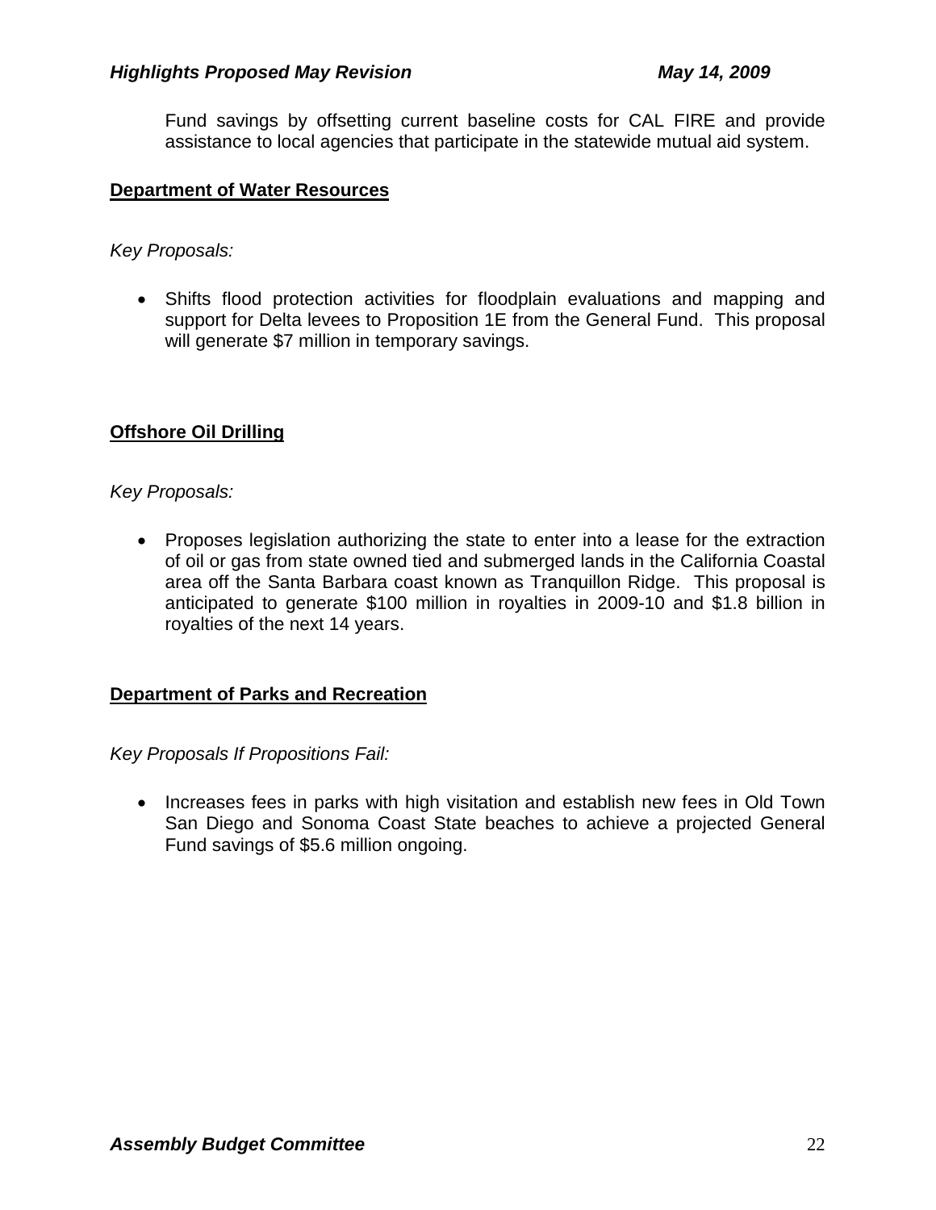Fund savings by offsetting current baseline costs for CAL FIRE and provide assistance to local agencies that participate in the statewide mutual aid system.

**Department of Water Resources**

*Key Proposals:*

- Shifts flood protection activities for floodplain evaluations and mapping and support for Delta levees to Proposition 1E from the General Fund. This proposal will generate $7 million in temporary savings.

**Offshore Oil Drilling**

*Key Proposals:*

- Proposes legislation authorizing the state to enter into a lease for the extraction of oil or gas from state owned tied and submerged lands in the California Coastal area off the Santa Barbara coast known as Tranquillon Ridge. This proposal is anticipated to generate $100 million in royalties in 2009-10 and $1.8 billion in royalties of the next 14 years.

**Department of Parks and Recreation**

*Key Proposals If Propositions Fail:*

- Increases fees in parks with high visitation and establish new fees in Old Town San Diego and Sonoma Coast State beaches to achieve a projected General Fund savings of $5.6 million ongoing.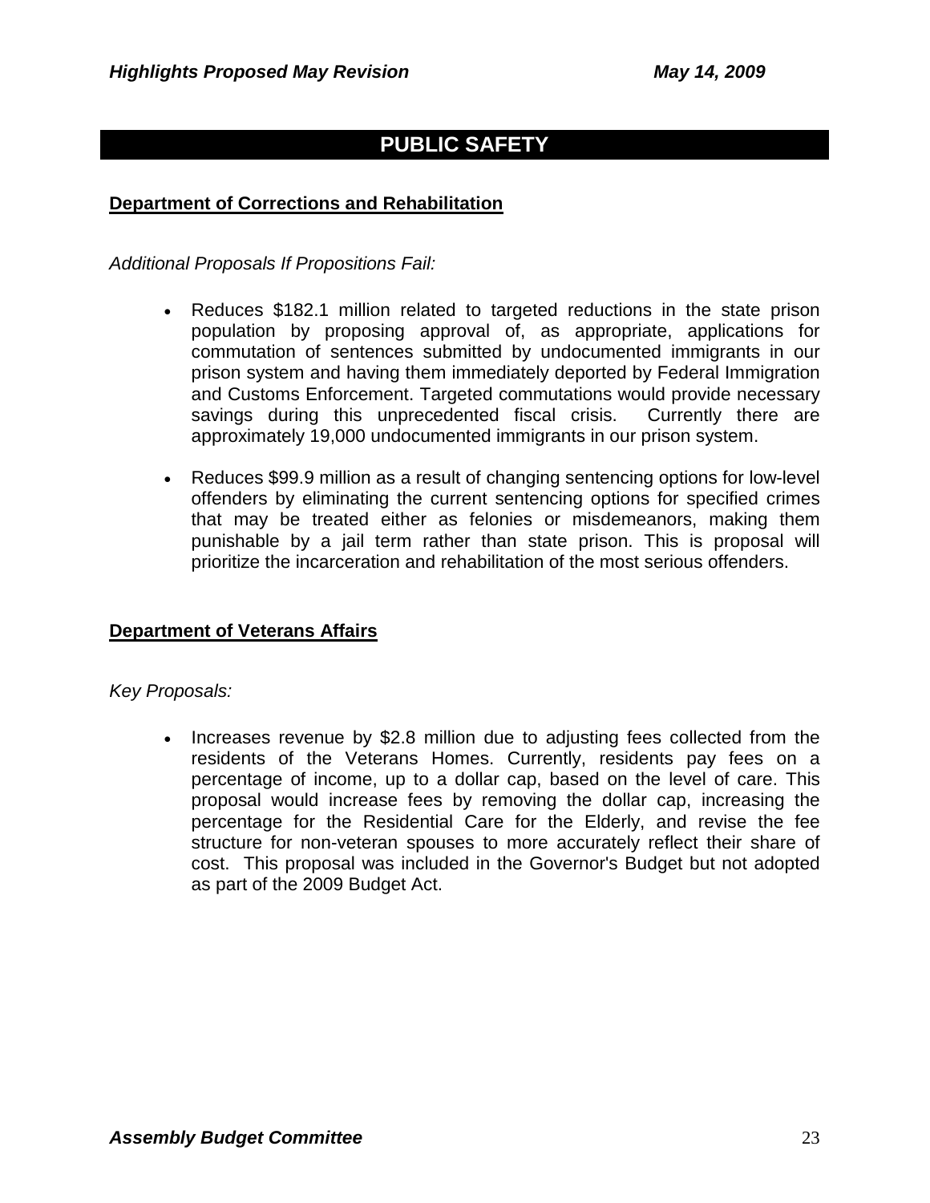# PUBLIC SAFETY

## Department of Corrections and Rehabilitation

*Additional Proposals If Propositions Fail:*

- Reduces $182.1 million related to targeted reductions in the state prison population by proposing approval of, as appropriate, applications for commutation of sentences submitted by undocumented immigrants in our prison system and having them immediately deported by Federal Immigration and Customs Enforcement. Targeted commutations would provide necessary savings during this unprecedented fiscal crisis. Currently there are approximately 19,000 undocumented immigrants in our prison system.

- Reduces $99.9 million as a result of changing sentencing options for low-level offenders by eliminating the current sentencing options for specified crimes that may be treated either as felonies or misdemeanors, making them punishable by a jail term rather than state prison. This is proposal will prioritize the incarceration and rehabilitation of the most serious offenders.

## Department of Veterans Affairs

*Key Proposals:*

- Increases revenue by $2.8 million due to adjusting fees collected from the residents of the Veterans Homes. Currently, residents pay fees on a percentage of income, up to a dollar cap, based on the level of care. This proposal would increase fees by removing the dollar cap, increasing the percentage for the Residential Care for the Elderly, and revise the fee structure for non-veteran spouses to more accurately reflect their share of cost. This proposal was included in the Governor's Budget but not adopted as part of the 2009 Budget Act.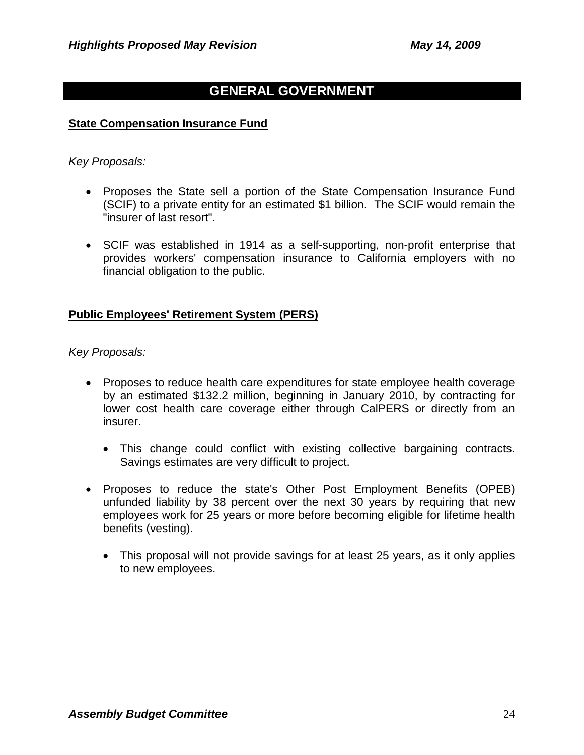## GENERAL GOVERNMENT

### State Compensation Insurance Fund

*Key Proposals:*

- Proposes the State sell a portion of the State Compensation Insurance Fund (SCIF) to a private entity for an estimated $1 billion. The SCIF would remain the "insurer of last resort".
- SCIF was established in 1914 as a self-supporting, non-profit enterprise that provides workers' compensation insurance to California employers with no financial obligation to the public.

### Public Employees' Retirement System (PERS)

*Key Proposals:*

- Proposes to reduce health care expenditures for state employee health coverage by an estimated $132.2 million, beginning in January 2010, by contracting for lower cost health care coverage either through CalPERS or directly from an insurer.
  - This change could conflict with existing collective bargaining contracts. Savings estimates are very difficult to project.
- Proposes to reduce the state's Other Post Employment Benefits (OPEB) unfunded liability by 38 percent over the next 30 years by requiring that new employees work for 25 years or more before becoming eligible for lifetime health benefits (vesting).
  - This proposal will not provide savings for at least 25 years, as it only applies to new employees.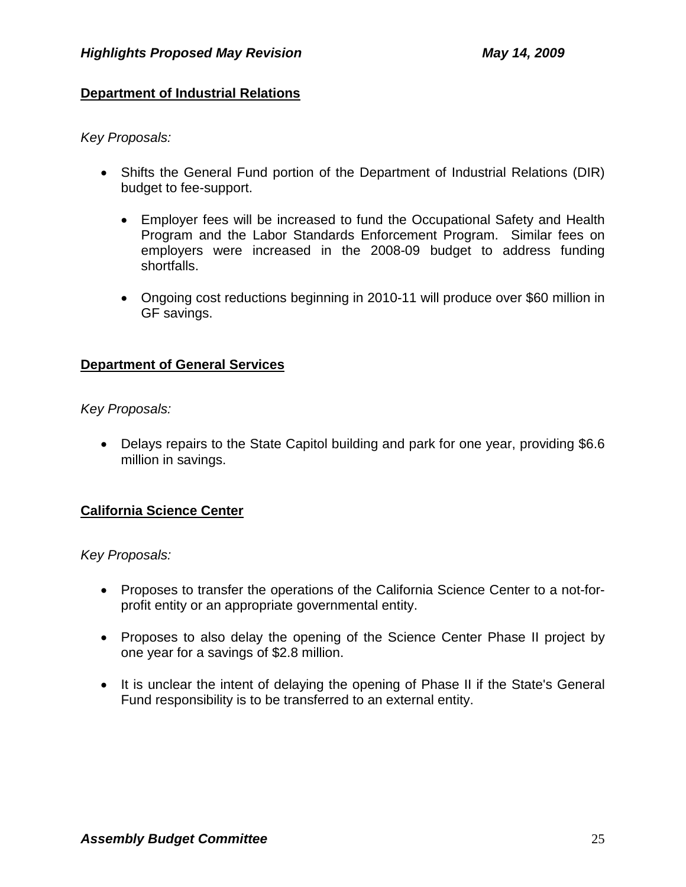## Department of Industrial Relations

*Key Proposals:*

- Shifts the General Fund portion of the Department of Industrial Relations (DIR) budget to fee-support.
  - Employer fees will be increased to fund the Occupational Safety and Health Program and the Labor Standards Enforcement Program. Similar fees on employers were increased in the 2008-09 budget to address funding shortfalls.
  - Ongoing cost reductions beginning in 2010-11 will produce over $60 million in GF savings.

## Department of General Services

*Key Proposals:*

- Delays repairs to the State Capitol building and park for one year, providing $6.6 million in savings.

## California Science Center

*Key Proposals:*

- Proposes to transfer the operations of the California Science Center to a not-for-profit entity or an appropriate governmental entity.
- Proposes to also delay the opening of the Science Center Phase II project by one year for a savings of $2.8 million.
- It is unclear the intent of delaying the opening of Phase II if the State's General Fund responsibility is to be transferred to an external entity.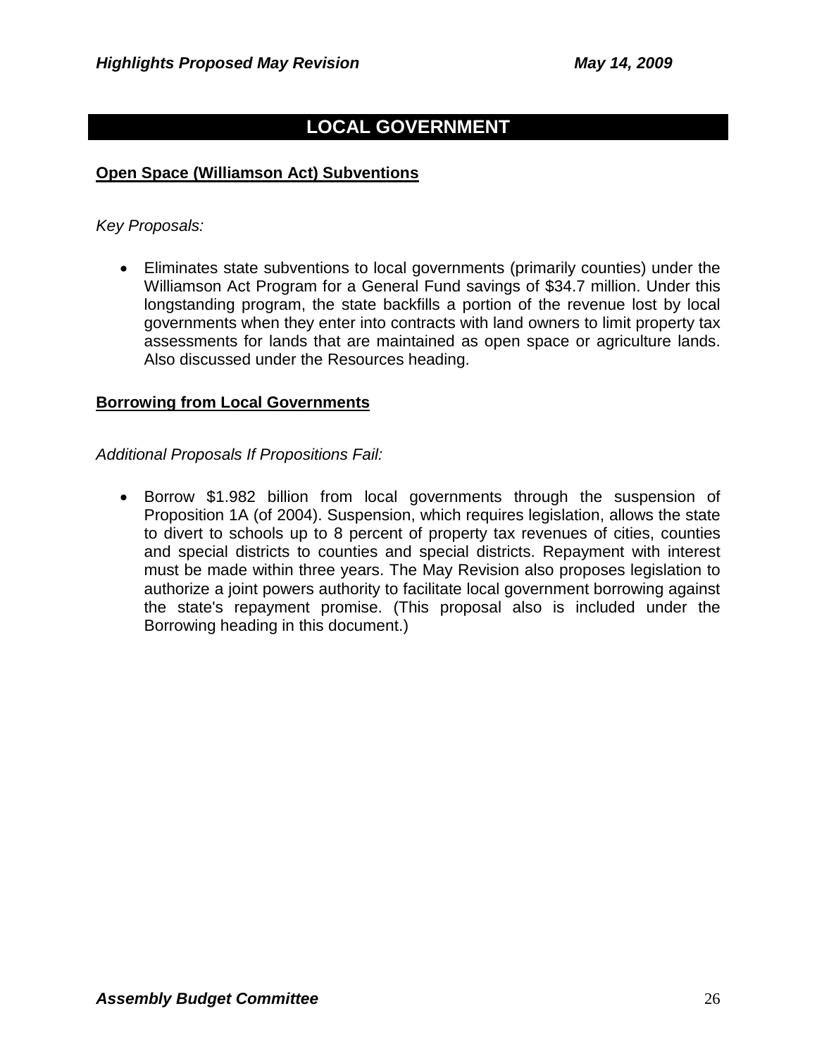# LOCAL GOVERNMENT

## Open Space (Williamson Act) Subventions

*Key Proposals:*

- Eliminates state subventions to local governments (primarily counties) under the Williamson Act Program for a General Fund savings of $34.7 million. Under this longstanding program, the state backfills a portion of the revenue lost by local governments when they enter into contracts with land owners to limit property tax assessments for lands that are maintained as open space or agriculture lands. Also discussed under the Resources heading.

## Borrowing from Local Governments

*Additional Proposals If Propositions Fail:*

- Borrow $1.982 billion from local governments through the suspension of Proposition 1A (of 2004). Suspension, which requires legislation, allows the state to divert to schools up to 8 percent of property tax revenues of cities, counties and special districts to counties and special districts. Repayment with interest must be made within three years. The May Revision also proposes legislation to authorize a joint powers authority to facilitate local government borrowing against the state's repayment promise. (This proposal also is included under the Borrowing heading in this document.)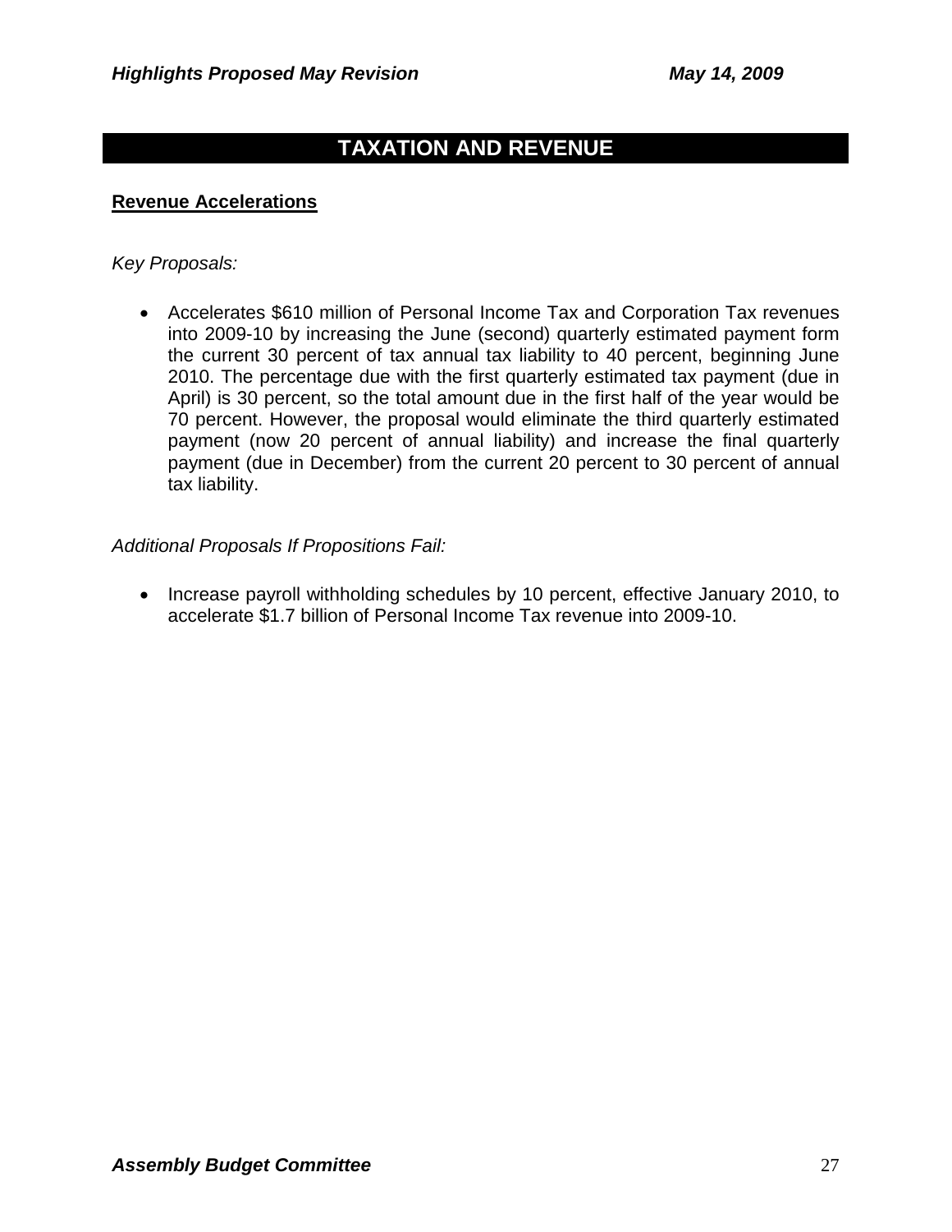# TAXATION AND REVENUE

## Revenue Accelerations

*Key Proposals:*

- Accelerates $610 million of Personal Income Tax and Corporation Tax revenues into 2009-10 by increasing the June (second) quarterly estimated payment form the current 30 percent of tax annual tax liability to 40 percent, beginning June 2010. The percentage due with the first quarterly estimated tax payment (due in April) is 30 percent, so the total amount due in the first half of the year would be 70 percent. However, the proposal would eliminate the third quarterly estimated payment (now 20 percent of annual liability) and increase the final quarterly payment (due in December) from the current 20 percent to 30 percent of annual tax liability.

*Additional Proposals If Propositions Fail:*

- Increase payroll withholding schedules by 10 percent, effective January 2010, to accelerate $1.7 billion of Personal Income Tax revenue into 2009-10.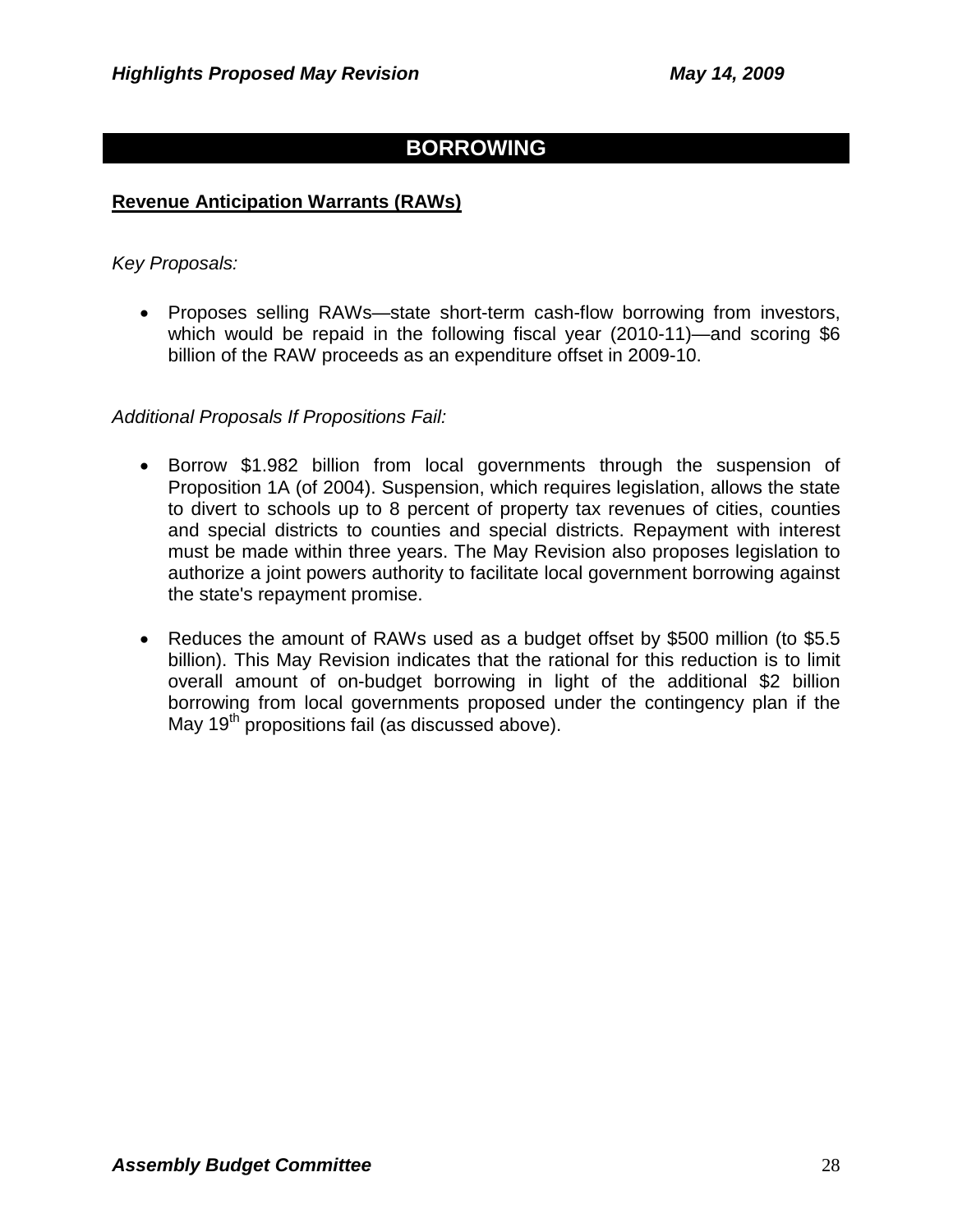# BORROWING

**Revenue Anticipation Warrants (RAWs)**

*Key Proposals:*

- Proposes selling RAWs—state short-term cash-flow borrowing from investors, which would be repaid in the following fiscal year (2010-11)—and scoring \$6 billion of the RAW proceeds as an expenditure offset in 2009-10.

*Additional Proposals If Propositions Fail:*

- Borrow \$1.982 billion from local governments through the suspension of Proposition 1A (of 2004). Suspension, which requires legislation, allows the state to divert to schools up to 8 percent of property tax revenues of cities, counties and special districts to counties and special districts. Repayment with interest must be made within three years. The May Revision also proposes legislation to authorize a joint powers authority to facilitate local government borrowing against the state's repayment promise.

- Reduces the amount of RAWs used as a budget offset by \$500 million (to \$5.5 billion). This May Revision indicates that the rational for this reduction is to limit overall amount of on-budget borrowing in light of the additional \$2 billion borrowing from local governments proposed under the contingency plan if the May 19th propositions fail (as discussed above).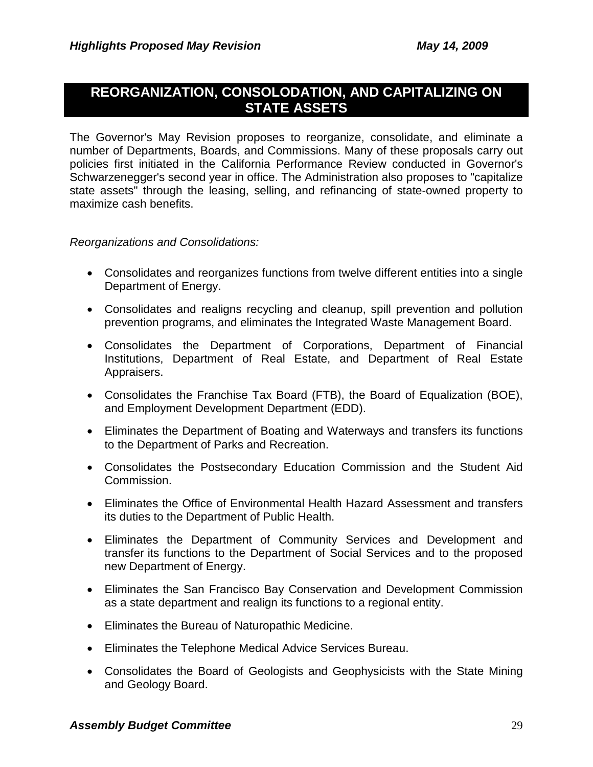## REORGANIZATION, CONSOLODATION, AND CAPITALIZING ON STATE ASSETS

The Governor's May Revision proposes to reorganize, consolidate, and eliminate a number of Departments, Boards, and Commissions. Many of these proposals carry out policies first initiated in the California Performance Review conducted in Governor's Schwarzenegger's second year in office. The Administration also proposes to "capitalize state assets" through the leasing, selling, and refinancing of state-owned property to maximize cash benefits.

*Reorganizations and Consolidations:*

- Consolidates and reorganizes functions from twelve different entities into a single Department of Energy.
- Consolidates and realigns recycling and cleanup, spill prevention and pollution prevention programs, and eliminates the Integrated Waste Management Board.
- Consolidates the Department of Corporations, Department of Financial Institutions, Department of Real Estate, and Department of Real Estate Appraisers.
- Consolidates the Franchise Tax Board (FTB), the Board of Equalization (BOE), and Employment Development Department (EDD).
- Eliminates the Department of Boating and Waterways and transfers its functions to the Department of Parks and Recreation.
- Consolidates the Postsecondary Education Commission and the Student Aid Commission.
- Eliminates the Office of Environmental Health Hazard Assessment and transfers its duties to the Department of Public Health.
- Eliminates the Department of Community Services and Development and transfer its functions to the Department of Social Services and to the proposed new Department of Energy.
- Eliminates the San Francisco Bay Conservation and Development Commission as a state department and realign its functions to a regional entity.
- Eliminates the Bureau of Naturopathic Medicine.
- Eliminates the Telephone Medical Advice Services Bureau.
- Consolidates the Board of Geologists and Geophysicists with the State Mining and Geology Board.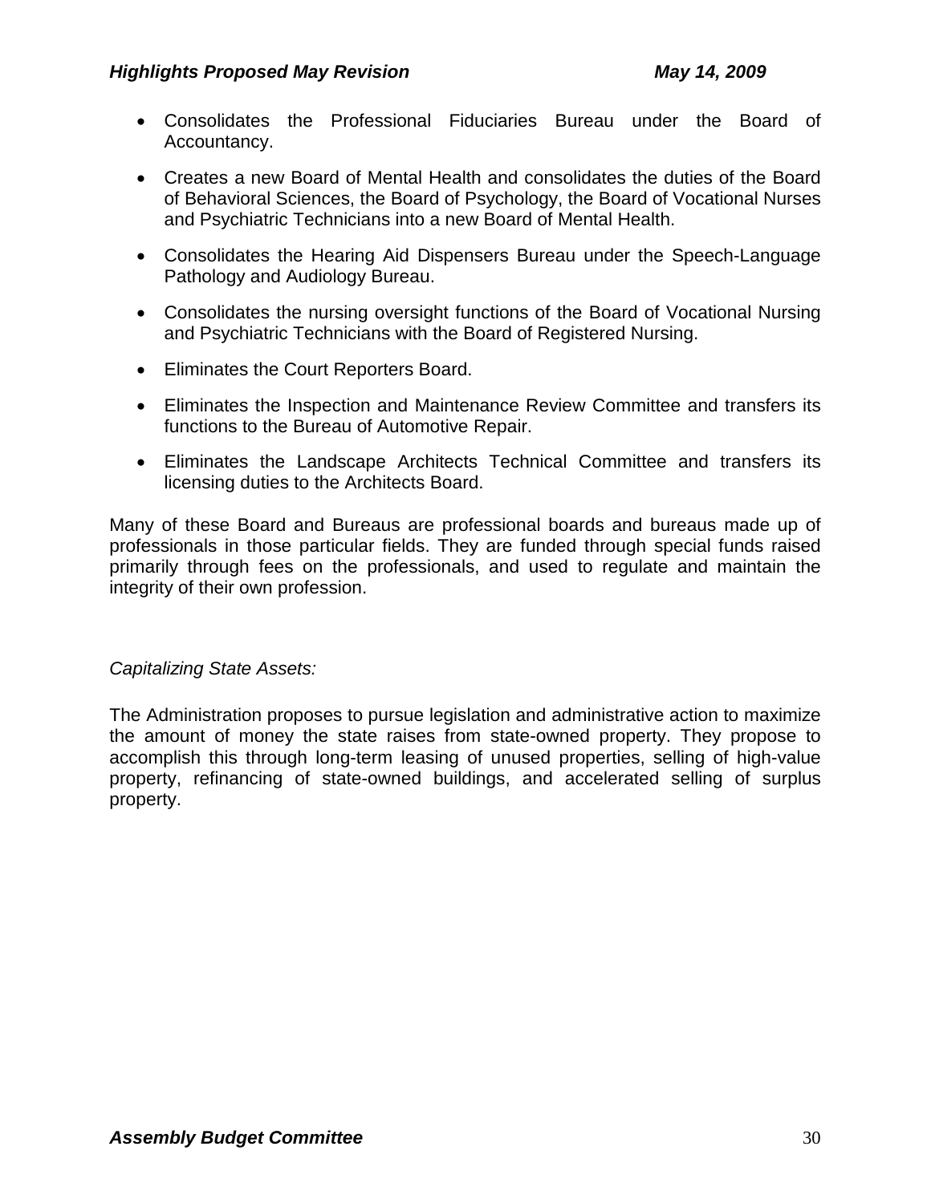- Consolidates the Professional Fiduciaries Bureau under the Board of Accountancy.
- Creates a new Board of Mental Health and consolidates the duties of the Board of Behavioral Sciences, the Board of Psychology, the Board of Vocational Nurses and Psychiatric Technicians into a new Board of Mental Health.
- Consolidates the Hearing Aid Dispensers Bureau under the Speech-Language Pathology and Audiology Bureau.
- Consolidates the nursing oversight functions of the Board of Vocational Nursing and Psychiatric Technicians with the Board of Registered Nursing.
- Eliminates the Court Reporters Board.
- Eliminates the Inspection and Maintenance Review Committee and transfers its functions to the Bureau of Automotive Repair.
- Eliminates the Landscape Architects Technical Committee and transfers its licensing duties to the Architects Board.

Many of these Board and Bureaus are professional boards and bureaus made up of professionals in those particular fields. They are funded through special funds raised primarily through fees on the professionals, and used to regulate and maintain the integrity of their own profession.

*Capitalizing State Assets:*

The Administration proposes to pursue legislation and administrative action to maximize the amount of money the state raises from state-owned property. They propose to accomplish this through long-term leasing of unused properties, selling of high-value property, refinancing of state-owned buildings, and accelerated selling of surplus property.